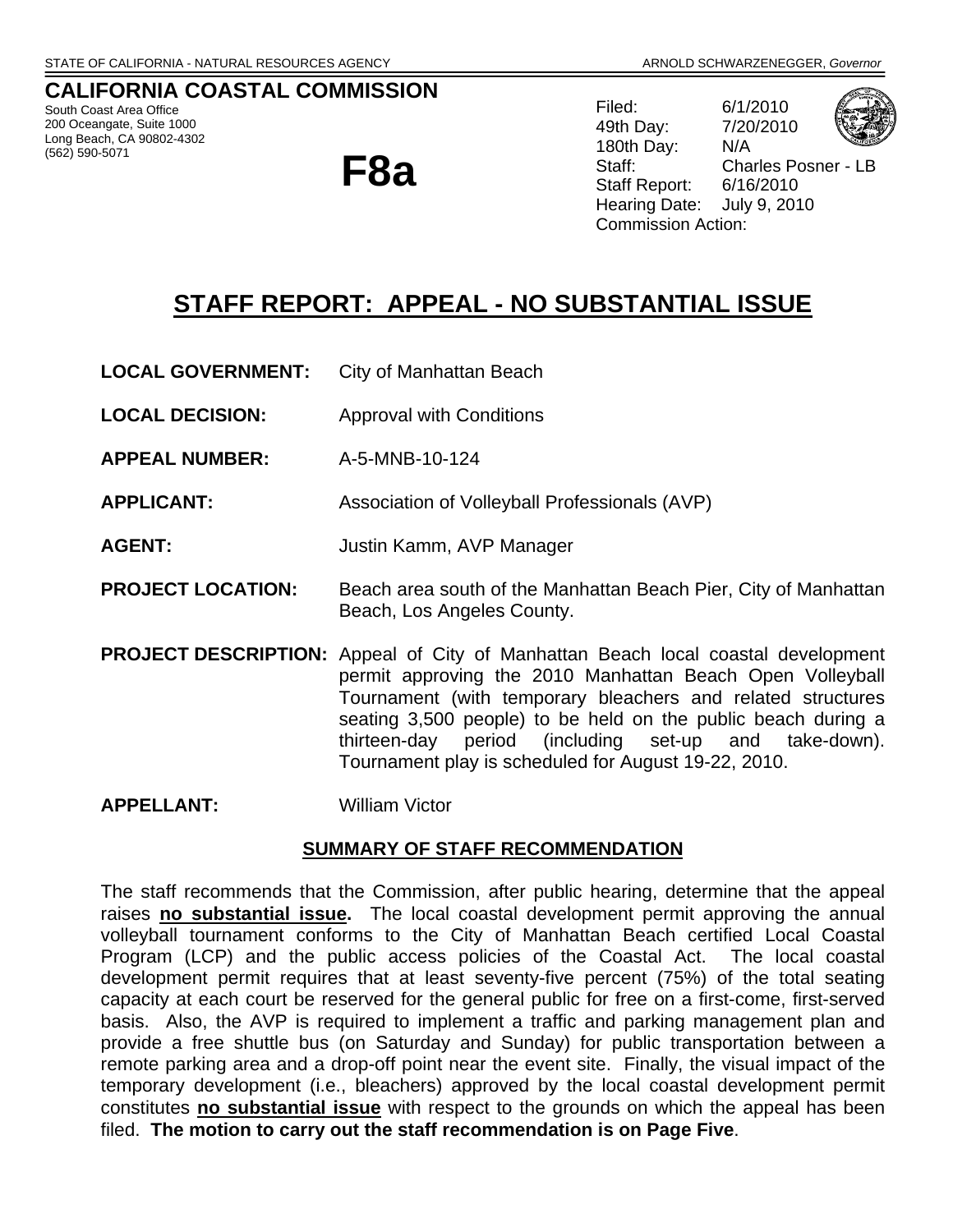STATE OF CALIFORNIA - NATURAL RESOURCES AGENCY — ARNOLD SCHWARZENEGGER, *Governor*

**CALIFORNIA COASTAL COMMISSION**
South Coast Area Office
200 Oceangate, Suite 1000
Long Beach, CA 90802-4302
(562) 590-5071

# F8a

Filed: 6/1/2010
49th Day: 7/20/2010
180th Day: N/A
Staff: Charles Posner - LB
Staff Report: 6/16/2010
Hearing Date: July 9, 2010
Commission Action:

# STAFF REPORT: APPEAL - NO SUBSTANTIAL ISSUE

**LOCAL GOVERNMENT:** City of Manhattan Beach

**LOCAL DECISION:** Approval with Conditions

**APPEAL NUMBER:** A-5-MNB-10-124

**APPLICANT:** Association of Volleyball Professionals (AVP)

**AGENT:** Justin Kamm, AVP Manager

**PROJECT LOCATION:** Beach area south of the Manhattan Beach Pier, City of Manhattan Beach, Los Angeles County.

**PROJECT DESCRIPTION:** Appeal of City of Manhattan Beach local coastal development permit approving the 2010 Manhattan Beach Open Volleyball Tournament (with temporary bleachers and related structures seating 3,500 people) to be held on the public beach during a thirteen-day period (including set-up and take-down). Tournament play is scheduled for August 19-22, 2010.

**APPELLANT:** William Victor

## SUMMARY OF STAFF RECOMMENDATION

The staff recommends that the Commission, after public hearing, determine that the appeal raises **no substantial issue.** The local coastal development permit approving the annual volleyball tournament conforms to the City of Manhattan Beach certified Local Coastal Program (LCP) and the public access policies of the Coastal Act. The local coastal development permit requires that at least seventy-five percent (75%) of the total seating capacity at each court be reserved for the general public for free on a first-come, first-served basis. Also, the AVP is required to implement a traffic and parking management plan and provide a free shuttle bus (on Saturday and Sunday) for public transportation between a remote parking area and a drop-off point near the event site. Finally, the visual impact of the temporary development (i.e., bleachers) approved by the local coastal development permit constitutes **no substantial issue** with respect to the grounds on which the appeal has been filed. **The motion to carry out the staff recommendation is on Page Five**.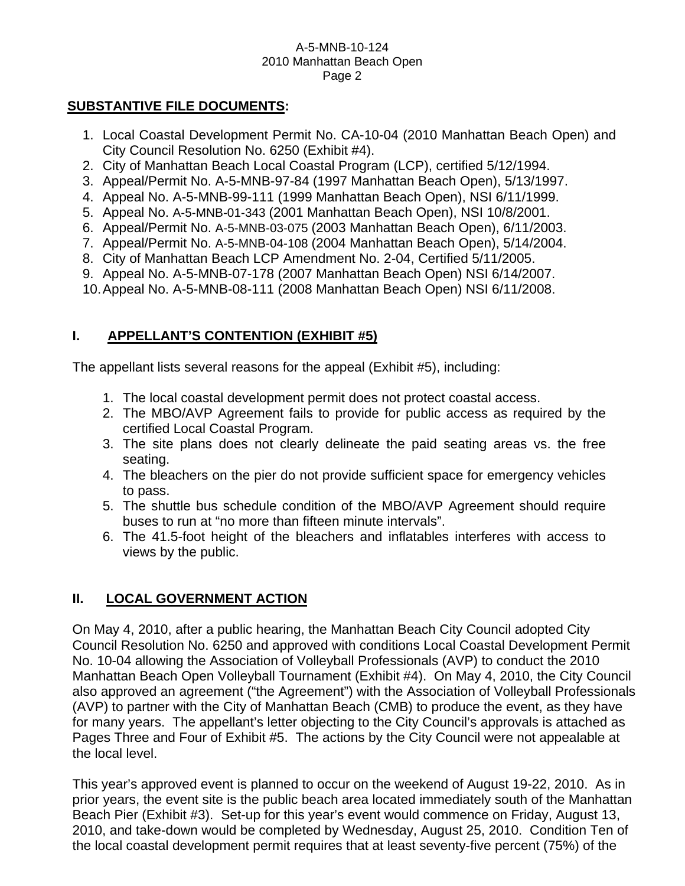**SUBSTANTIVE FILE DOCUMENTS:**

1. Local Coastal Development Permit No. CA-10-04 (2010 Manhattan Beach Open) and City Council Resolution No. 6250 (Exhibit #4).
2. City of Manhattan Beach Local Coastal Program (LCP), certified 5/12/1994.
3. Appeal/Permit No. A-5-MNB-97-84 (1997 Manhattan Beach Open), 5/13/1997.
4. Appeal No. A-5-MNB-99-111 (1999 Manhattan Beach Open), NSI 6/11/1999.
5. Appeal No. A-5-MNB-01-343 (2001 Manhattan Beach Open), NSI 10/8/2001.
6. Appeal/Permit No. A-5-MNB-03-075 (2003 Manhattan Beach Open), 6/11/2003.
7. Appeal/Permit No. A-5-MNB-04-108 (2004 Manhattan Beach Open), 5/14/2004.
8. City of Manhattan Beach LCP Amendment No. 2-04, Certified 5/11/2005.
9. Appeal No. A-5-MNB-07-178 (2007 Manhattan Beach Open) NSI 6/14/2007.
10. Appeal No. A-5-MNB-08-111 (2008 Manhattan Beach Open) NSI 6/11/2008.

## I. APPELLANT'S CONTENTION (EXHIBIT #5)

The appellant lists several reasons for the appeal (Exhibit #5), including:

1. The local coastal development permit does not protect coastal access.
2. The MBO/AVP Agreement fails to provide for public access as required by the certified Local Coastal Program.
3. The site plans does not clearly delineate the paid seating areas vs. the free seating.
4. The bleachers on the pier do not provide sufficient space for emergency vehicles to pass.
5. The shuttle bus schedule condition of the MBO/AVP Agreement should require buses to run at "no more than fifteen minute intervals".
6. The 41.5-foot height of the bleachers and inflatables interferes with access to views by the public.

## II. LOCAL GOVERNMENT ACTION

On May 4, 2010, after a public hearing, the Manhattan Beach City Council adopted City Council Resolution No. 6250 and approved with conditions Local Coastal Development Permit No. 10-04 allowing the Association of Volleyball Professionals (AVP) to conduct the 2010 Manhattan Beach Open Volleyball Tournament (Exhibit #4). On May 4, 2010, the City Council also approved an agreement ("the Agreement") with the Association of Volleyball Professionals (AVP) to partner with the City of Manhattan Beach (CMB) to produce the event, as they have for many years. The appellant's letter objecting to the City Council's approvals is attached as Pages Three and Four of Exhibit #5. The actions by the City Council were not appealable at the local level.

This year's approved event is planned to occur on the weekend of August 19-22, 2010. As in prior years, the event site is the public beach area located immediately south of the Manhattan Beach Pier (Exhibit #3). Set-up for this year's event would commence on Friday, August 13, 2010, and take-down would be completed by Wednesday, August 25, 2010. Condition Ten of the local coastal development permit requires that at least seventy-five percent (75%) of the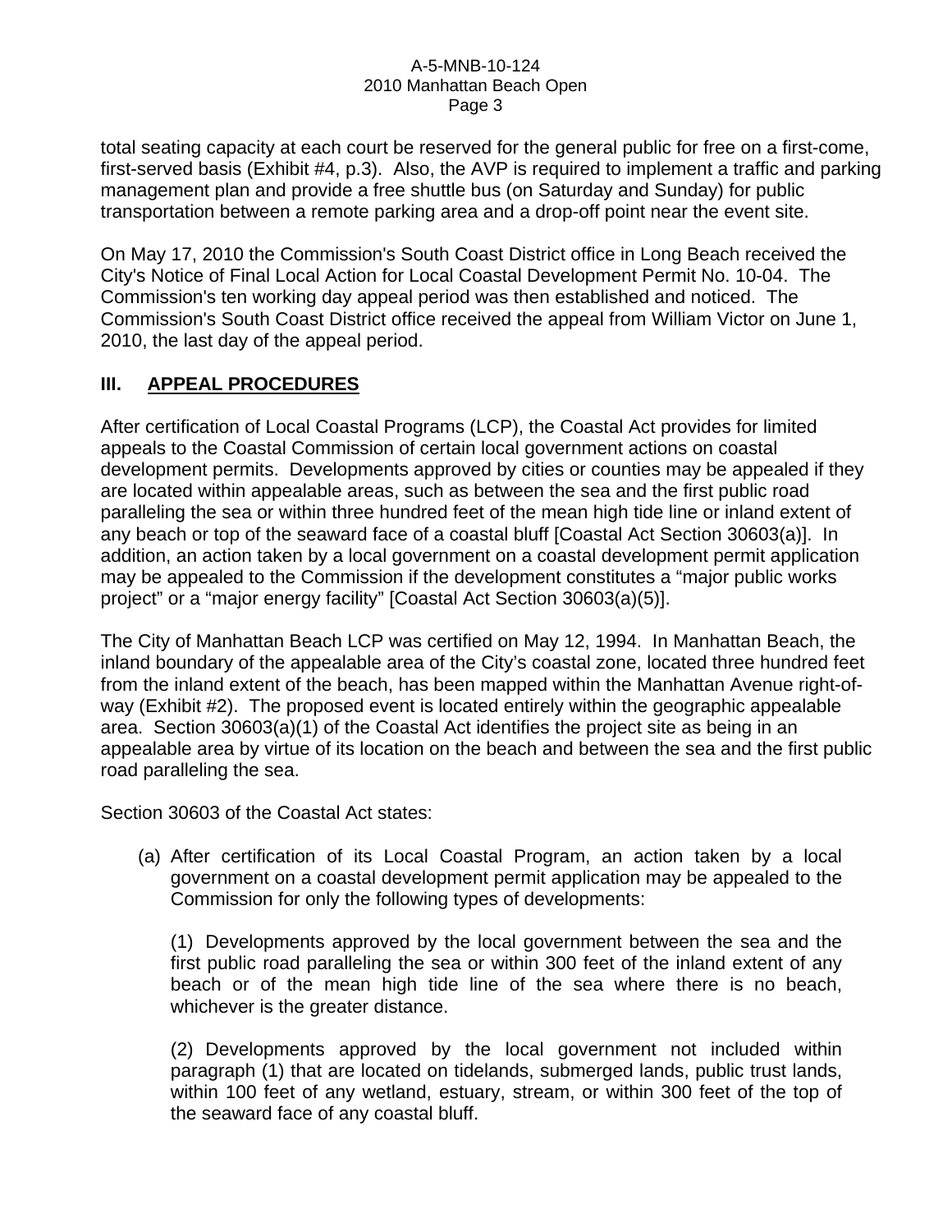total seating capacity at each court be reserved for the general public for free on a first-come, first-served basis (Exhibit #4, p.3). Also, the AVP is required to implement a traffic and parking management plan and provide a free shuttle bus (on Saturday and Sunday) for public transportation between a remote parking area and a drop-off point near the event site.

On May 17, 2010 the Commission's South Coast District office in Long Beach received the City's Notice of Final Local Action for Local Coastal Development Permit No. 10-04. The Commission's ten working day appeal period was then established and noticed. The Commission's South Coast District office received the appeal from William Victor on June 1, 2010, the last day of the appeal period.

## III. APPEAL PROCEDURES

After certification of Local Coastal Programs (LCP), the Coastal Act provides for limited appeals to the Coastal Commission of certain local government actions on coastal development permits. Developments approved by cities or counties may be appealed if they are located within appealable areas, such as between the sea and the first public road paralleling the sea or within three hundred feet of the mean high tide line or inland extent of any beach or top of the seaward face of a coastal bluff [Coastal Act Section 30603(a)]. In addition, an action taken by a local government on a coastal development permit application may be appealed to the Commission if the development constitutes a "major public works project" or a "major energy facility" [Coastal Act Section 30603(a)(5)].

The City of Manhattan Beach LCP was certified on May 12, 1994. In Manhattan Beach, the inland boundary of the appealable area of the City's coastal zone, located three hundred feet from the inland extent of the beach, has been mapped within the Manhattan Avenue right-of-way (Exhibit #2). The proposed event is located entirely within the geographic appealable area. Section 30603(a)(1) of the Coastal Act identifies the project site as being in an appealable area by virtue of its location on the beach and between the sea and the first public road paralleling the sea.

Section 30603 of the Coastal Act states:

> (a) After certification of its Local Coastal Program, an action taken by a local government on a coastal development permit application may be appealed to the Commission for only the following types of developments:
>
> (1) Developments approved by the local government between the sea and the first public road paralleling the sea or within 300 feet of the inland extent of any beach or of the mean high tide line of the sea where there is no beach, whichever is the greater distance.
>
> (2) Developments approved by the local government not included within paragraph (1) that are located on tidelands, submerged lands, public trust lands, within 100 feet of any wetland, estuary, stream, or within 300 feet of the top of the seaward face of any coastal bluff.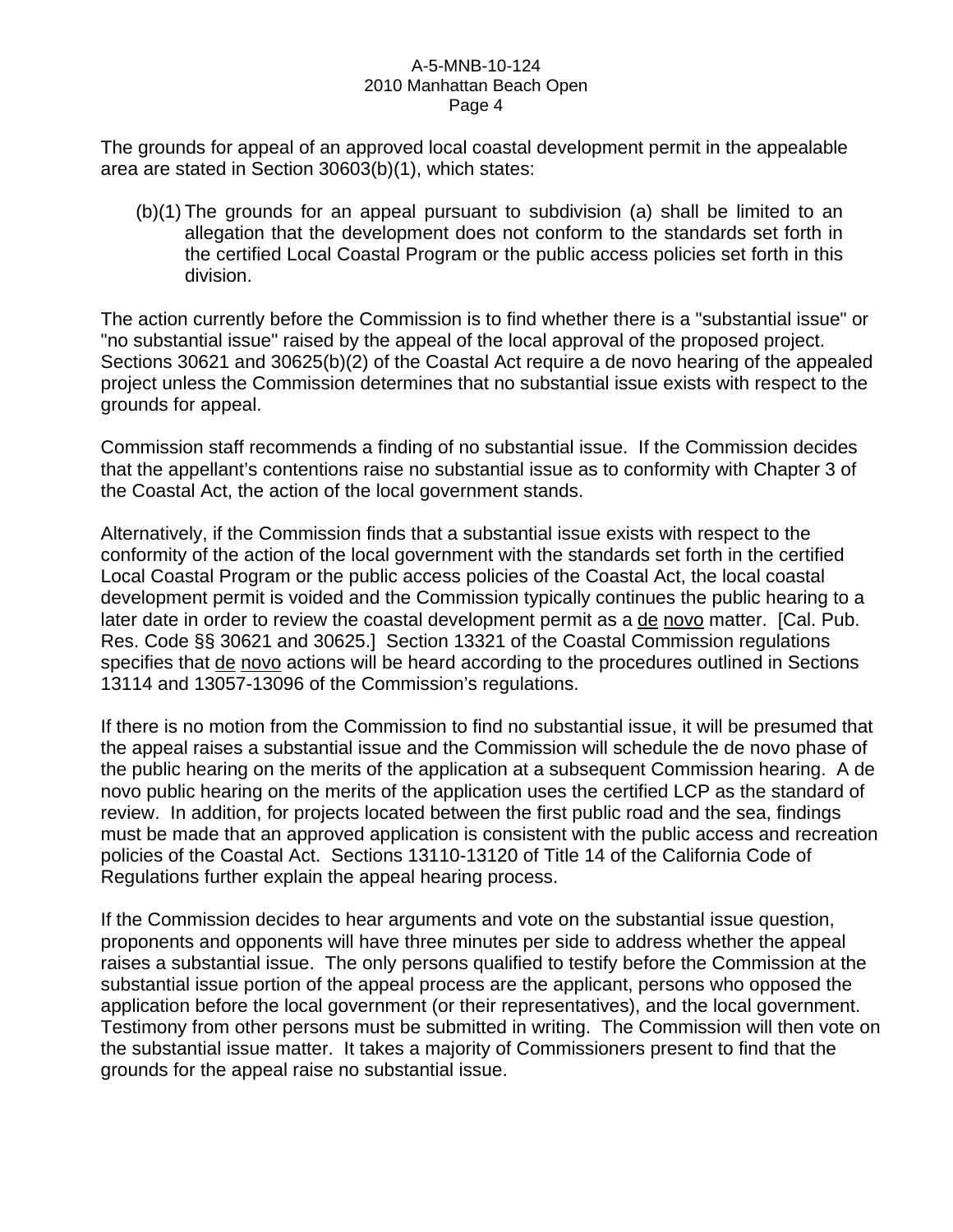The grounds for appeal of an approved local coastal development permit in the appealable area are stated in Section 30603(b)(1), which states:

> (b)(1) The grounds for an appeal pursuant to subdivision (a) shall be limited to an allegation that the development does not conform to the standards set forth in the certified Local Coastal Program or the public access policies set forth in this division.

The action currently before the Commission is to find whether there is a "substantial issue" or "no substantial issue" raised by the appeal of the local approval of the proposed project. Sections 30621 and 30625(b)(2) of the Coastal Act require a de novo hearing of the appealed project unless the Commission determines that no substantial issue exists with respect to the grounds for appeal.

Commission staff recommends a finding of no substantial issue. If the Commission decides that the appellant's contentions raise no substantial issue as to conformity with Chapter 3 of the Coastal Act, the action of the local government stands.

Alternatively, if the Commission finds that a substantial issue exists with respect to the conformity of the action of the local government with the standards set forth in the certified Local Coastal Program or the public access policies of the Coastal Act, the local coastal development permit is voided and the Commission typically continues the public hearing to a later date in order to review the coastal development permit as a de novo matter. [Cal. Pub. Res. Code §§ 30621 and 30625.] Section 13321 of the Coastal Commission regulations specifies that de novo actions will be heard according to the procedures outlined in Sections 13114 and 13057-13096 of the Commission's regulations.

If there is no motion from the Commission to find no substantial issue, it will be presumed that the appeal raises a substantial issue and the Commission will schedule the de novo phase of the public hearing on the merits of the application at a subsequent Commission hearing. A de novo public hearing on the merits of the application uses the certified LCP as the standard of review. In addition, for projects located between the first public road and the sea, findings must be made that an approved application is consistent with the public access and recreation policies of the Coastal Act. Sections 13110-13120 of Title 14 of the California Code of Regulations further explain the appeal hearing process.

If the Commission decides to hear arguments and vote on the substantial issue question, proponents and opponents will have three minutes per side to address whether the appeal raises a substantial issue. The only persons qualified to testify before the Commission at the substantial issue portion of the appeal process are the applicant, persons who opposed the application before the local government (or their representatives), and the local government. Testimony from other persons must be submitted in writing. The Commission will then vote on the substantial issue matter. It takes a majority of Commissioners present to find that the grounds for the appeal raise no substantial issue.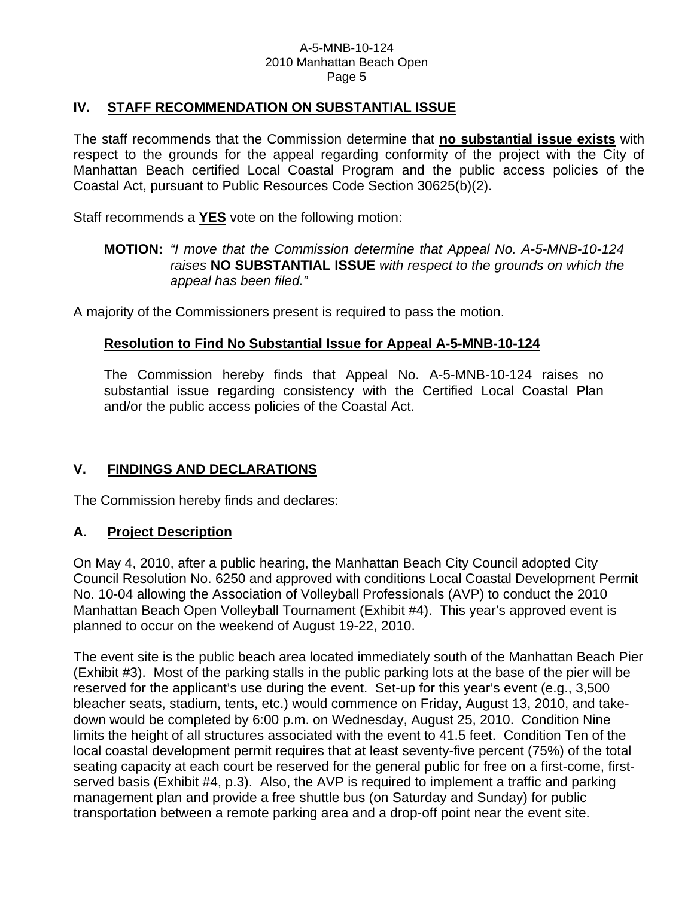## IV. STAFF RECOMMENDATION ON SUBSTANTIAL ISSUE

The staff recommends that the Commission determine that **no substantial issue exists** with respect to the grounds for the appeal regarding conformity of the project with the City of Manhattan Beach certified Local Coastal Program and the public access policies of the Coastal Act, pursuant to Public Resources Code Section 30625(b)(2).

Staff recommends a **YES** vote on the following motion:

> **MOTION:** *"I move that the Commission determine that Appeal No. A-5-MNB-10-124 raises* **NO SUBSTANTIAL ISSUE** *with respect to the grounds on which the appeal has been filed."*

A majority of the Commissioners present is required to pass the motion.

### Resolution to Find No Substantial Issue for Appeal A-5-MNB-10-124

The Commission hereby finds that Appeal No. A-5-MNB-10-124 raises no substantial issue regarding consistency with the Certified Local Coastal Plan and/or the public access policies of the Coastal Act.

## V. FINDINGS AND DECLARATIONS

The Commission hereby finds and declares:

### A. Project Description

On May 4, 2010, after a public hearing, the Manhattan Beach City Council adopted City Council Resolution No. 6250 and approved with conditions Local Coastal Development Permit No. 10-04 allowing the Association of Volleyball Professionals (AVP) to conduct the 2010 Manhattan Beach Open Volleyball Tournament (Exhibit #4). This year's approved event is planned to occur on the weekend of August 19-22, 2010.

The event site is the public beach area located immediately south of the Manhattan Beach Pier (Exhibit #3). Most of the parking stalls in the public parking lots at the base of the pier will be reserved for the applicant's use during the event. Set-up for this year's event (e.g., 3,500 bleacher seats, stadium, tents, etc.) would commence on Friday, August 13, 2010, and take-down would be completed by 6:00 p.m. on Wednesday, August 25, 2010. Condition Nine limits the height of all structures associated with the event to 41.5 feet. Condition Ten of the local coastal development permit requires that at least seventy-five percent (75%) of the total seating capacity at each court be reserved for the general public for free on a first-come, first-served basis (Exhibit #4, p.3). Also, the AVP is required to implement a traffic and parking management plan and provide a free shuttle bus (on Saturday and Sunday) for public transportation between a remote parking area and a drop-off point near the event site.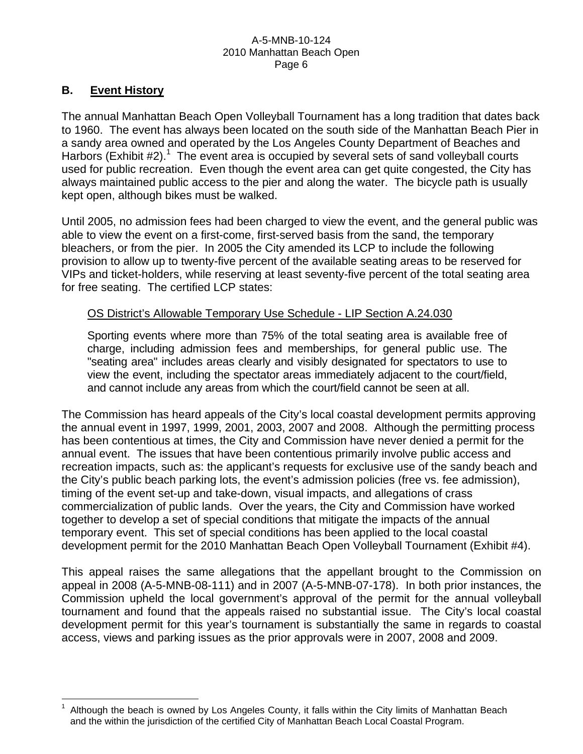## B. Event History

The annual Manhattan Beach Open Volleyball Tournament has a long tradition that dates back to 1960. The event has always been located on the south side of the Manhattan Beach Pier in a sandy area owned and operated by the Los Angeles County Department of Beaches and Harbors (Exhibit #2).[1] The event area is occupied by several sets of sand volleyball courts used for public recreation. Even though the event area can get quite congested, the City has always maintained public access to the pier and along the water. The bicycle path is usually kept open, although bikes must be walked.

Until 2005, no admission fees had been charged to view the event, and the general public was able to view the event on a first-come, first-served basis from the sand, the temporary bleachers, or from the pier. In 2005 the City amended its LCP to include the following provision to allow up to twenty-five percent of the available seating areas to be reserved for VIPs and ticket-holders, while reserving at least seventy-five percent of the total seating area for free seating. The certified LCP states:

> <u>OS District's Allowable Temporary Use Schedule - LIP Section A.24.030</u>
>
> Sporting events where more than 75% of the total seating area is available free of charge, including admission fees and memberships, for general public use. The "seating area" includes areas clearly and visibly designated for spectators to use to view the event, including the spectator areas immediately adjacent to the court/field, and cannot include any areas from which the court/field cannot be seen at all.

The Commission has heard appeals of the City's local coastal development permits approving the annual event in 1997, 1999, 2001, 2003, 2007 and 2008. Although the permitting process has been contentious at times, the City and Commission have never denied a permit for the annual event. The issues that have been contentious primarily involve public access and recreation impacts, such as: the applicant's requests for exclusive use of the sandy beach and the City's public beach parking lots, the event's admission policies (free vs. fee admission), timing of the event set-up and take-down, visual impacts, and allegations of crass commercialization of public lands. Over the years, the City and Commission have worked together to develop a set of special conditions that mitigate the impacts of the annual temporary event. This set of special conditions has been applied to the local coastal development permit for the 2010 Manhattan Beach Open Volleyball Tournament (Exhibit #4).

This appeal raises the same allegations that the appellant brought to the Commission on appeal in 2008 (A-5-MNB-08-111) and in 2007 (A-5-MNB-07-178). In both prior instances, the Commission upheld the local government's approval of the permit for the annual volleyball tournament and found that the appeals raised no substantial issue. The City's local coastal development permit for this year's tournament is substantially the same in regards to coastal access, views and parking issues as the prior approvals were in 2007, 2008 and 2009.

---

[1] Although the beach is owned by Los Angeles County, it falls within the City limits of Manhattan Beach and the within the jurisdiction of the certified City of Manhattan Beach Local Coastal Program.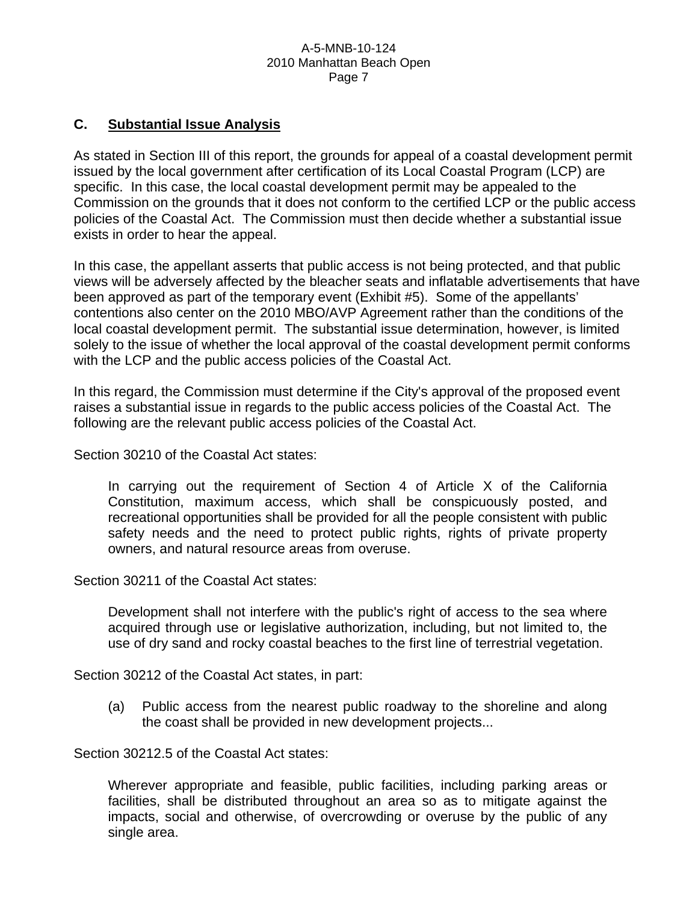## C. Substantial Issue Analysis

As stated in Section III of this report, the grounds for appeal of a coastal development permit issued by the local government after certification of its Local Coastal Program (LCP) are specific. In this case, the local coastal development permit may be appealed to the Commission on the grounds that it does not conform to the certified LCP or the public access policies of the Coastal Act. The Commission must then decide whether a substantial issue exists in order to hear the appeal.

In this case, the appellant asserts that public access is not being protected, and that public views will be adversely affected by the bleacher seats and inflatable advertisements that have been approved as part of the temporary event (Exhibit #5). Some of the appellants' contentions also center on the 2010 MBO/AVP Agreement rather than the conditions of the local coastal development permit. The substantial issue determination, however, is limited solely to the issue of whether the local approval of the coastal development permit conforms with the LCP and the public access policies of the Coastal Act.

In this regard, the Commission must determine if the City's approval of the proposed event raises a substantial issue in regards to the public access policies of the Coastal Act. The following are the relevant public access policies of the Coastal Act.

Section 30210 of the Coastal Act states:

> In carrying out the requirement of Section 4 of Article X of the California Constitution, maximum access, which shall be conspicuously posted, and recreational opportunities shall be provided for all the people consistent with public safety needs and the need to protect public rights, rights of private property owners, and natural resource areas from overuse.

Section 30211 of the Coastal Act states:

> Development shall not interfere with the public's right of access to the sea where acquired through use or legislative authorization, including, but not limited to, the use of dry sand and rocky coastal beaches to the first line of terrestrial vegetation.

Section 30212 of the Coastal Act states, in part:

> (a) Public access from the nearest public roadway to the shoreline and along the coast shall be provided in new development projects...

Section 30212.5 of the Coastal Act states:

> Wherever appropriate and feasible, public facilities, including parking areas or facilities, shall be distributed throughout an area so as to mitigate against the impacts, social and otherwise, of overcrowding or overuse by the public of any single area.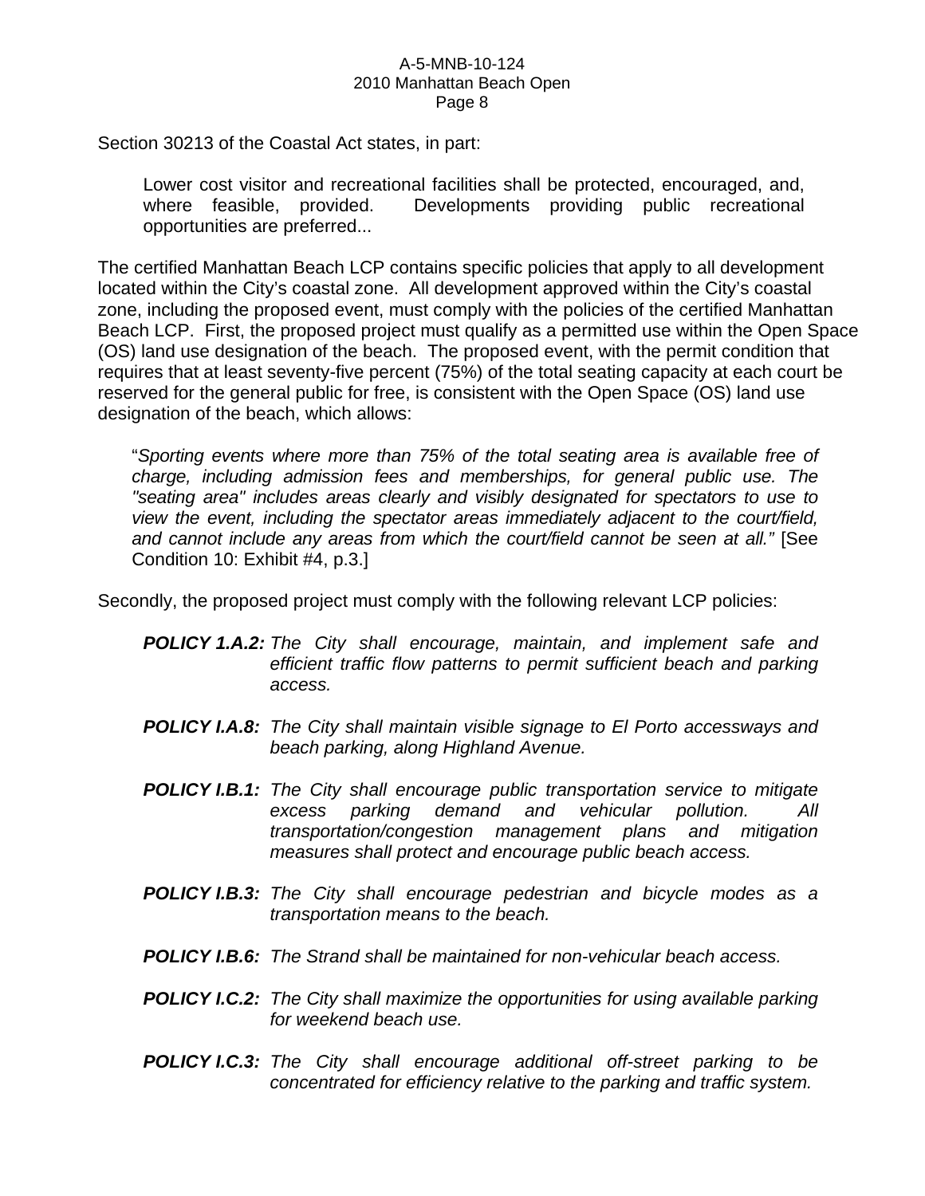Section 30213 of the Coastal Act states, in part:

> Lower cost visitor and recreational facilities shall be protected, encouraged, and, where feasible, provided. Developments providing public recreational opportunities are preferred...

The certified Manhattan Beach LCP contains specific policies that apply to all development located within the City's coastal zone. All development approved within the City's coastal zone, including the proposed event, must comply with the policies of the certified Manhattan Beach LCP. First, the proposed project must qualify as a permitted use within the Open Space (OS) land use designation of the beach. The proposed event, with the permit condition that requires that at least seventy-five percent (75%) of the total seating capacity at each court be reserved for the general public for free, is consistent with the Open Space (OS) land use designation of the beach, which allows:

> "*Sporting events where more than 75% of the total seating area is available free of charge, including admission fees and memberships, for general public use. The "seating area" includes areas clearly and visibly designated for spectators to use to view the event, including the spectator areas immediately adjacent to the court/field, and cannot include any areas from which the court/field cannot be seen at all."* [See Condition 10: Exhibit #4, p.3.]

Secondly, the proposed project must comply with the following relevant LCP policies:

- ***POLICY 1.A.2:*** *The City shall encourage, maintain, and implement safe and efficient traffic flow patterns to permit sufficient beach and parking access.*
- ***POLICY I.A.8:*** *The City shall maintain visible signage to El Porto accessways and beach parking, along Highland Avenue.*
- ***POLICY I.B.1:*** *The City shall encourage public transportation service to mitigate excess parking demand and vehicular pollution. All transportation/congestion management plans and mitigation measures shall protect and encourage public beach access.*
- ***POLICY I.B.3:*** *The City shall encourage pedestrian and bicycle modes as a transportation means to the beach.*
- ***POLICY I.B.6:*** *The Strand shall be maintained for non-vehicular beach access.*
- ***POLICY I.C.2:*** *The City shall maximize the opportunities for using available parking for weekend beach use.*
- ***POLICY I.C.3:*** *The City shall encourage additional off-street parking to be concentrated for efficiency relative to the parking and traffic system.*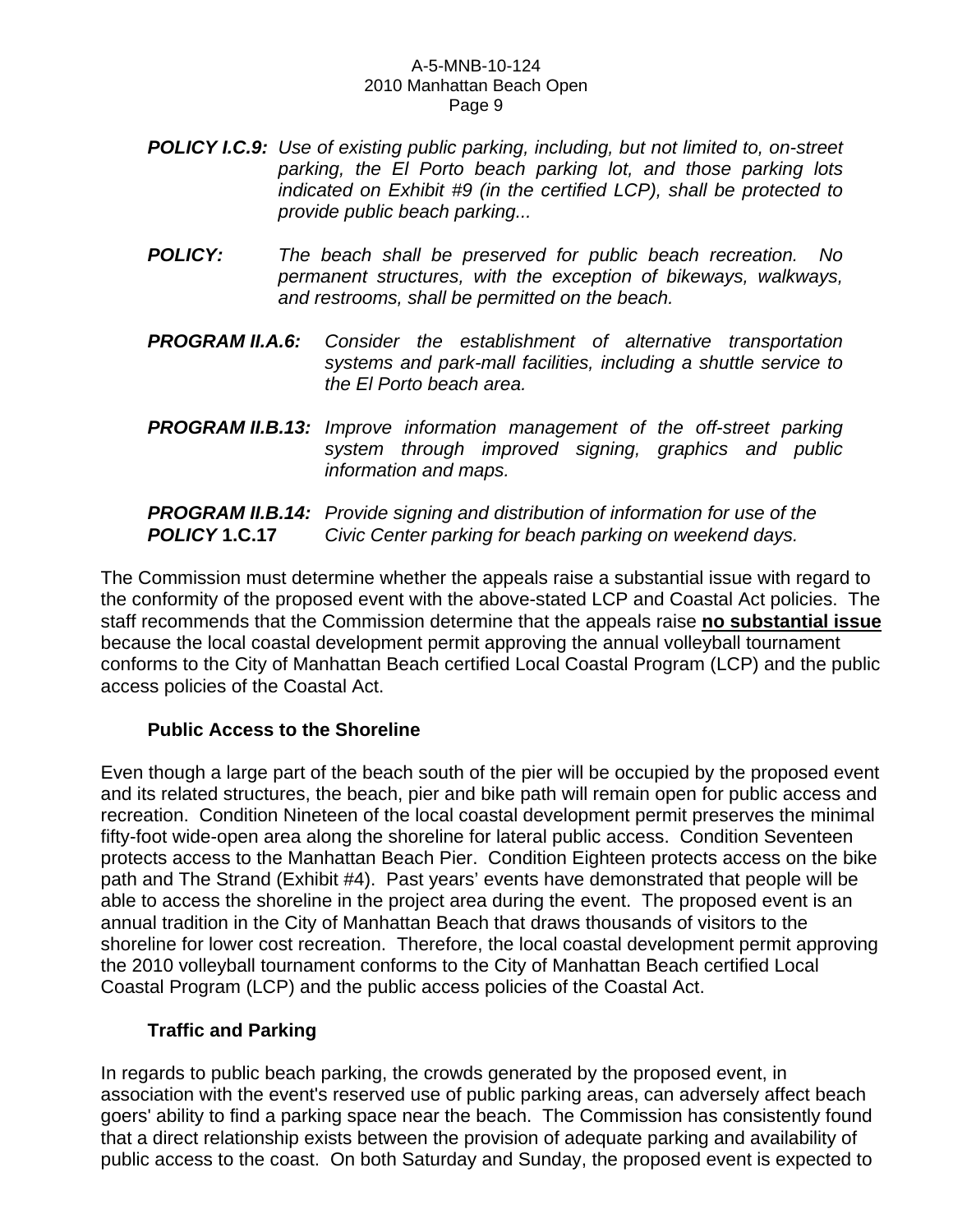***POLICY I.C.9:*** *Use of existing public parking, including, but not limited to, on-street parking, the El Porto beach parking lot, and those parking lots indicated on Exhibit #9 (in the certified LCP), shall be protected to provide public beach parking...*

***POLICY:*** *The beach shall be preserved for public beach recreation. No permanent structures, with the exception of bikeways, walkways, and restrooms, shall be permitted on the beach.*

***PROGRAM II.A.6:*** *Consider the establishment of alternative transportation systems and park-mall facilities, including a shuttle service to the El Porto beach area.*

***PROGRAM II.B.13:*** *Improve information management of the off-street parking system through improved signing, graphics and public information and maps.*

***PROGRAM II.B.14:*** *Provide signing and distribution of information for use of the*
***POLICY* 1.C.17** *Civic Center parking for beach parking on weekend days.*

The Commission must determine whether the appeals raise a substantial issue with regard to the conformity of the proposed event with the above-stated LCP and Coastal Act policies. The staff recommends that the Commission determine that the appeals raise **no substantial issue** because the local coastal development permit approving the annual volleyball tournament conforms to the City of Manhattan Beach certified Local Coastal Program (LCP) and the public access policies of the Coastal Act.

### Public Access to the Shoreline

Even though a large part of the beach south of the pier will be occupied by the proposed event and its related structures, the beach, pier and bike path will remain open for public access and recreation. Condition Nineteen of the local coastal development permit preserves the minimal fifty-foot wide-open area along the shoreline for lateral public access. Condition Seventeen protects access to the Manhattan Beach Pier. Condition Eighteen protects access on the bike path and The Strand (Exhibit #4). Past years' events have demonstrated that people will be able to access the shoreline in the project area during the event. The proposed event is an annual tradition in the City of Manhattan Beach that draws thousands of visitors to the shoreline for lower cost recreation. Therefore, the local coastal development permit approving the 2010 volleyball tournament conforms to the City of Manhattan Beach certified Local Coastal Program (LCP) and the public access policies of the Coastal Act.

### Traffic and Parking

In regards to public beach parking, the crowds generated by the proposed event, in association with the event's reserved use of public parking areas, can adversely affect beach goers' ability to find a parking space near the beach. The Commission has consistently found that a direct relationship exists between the provision of adequate parking and availability of public access to the coast. On both Saturday and Sunday, the proposed event is expected to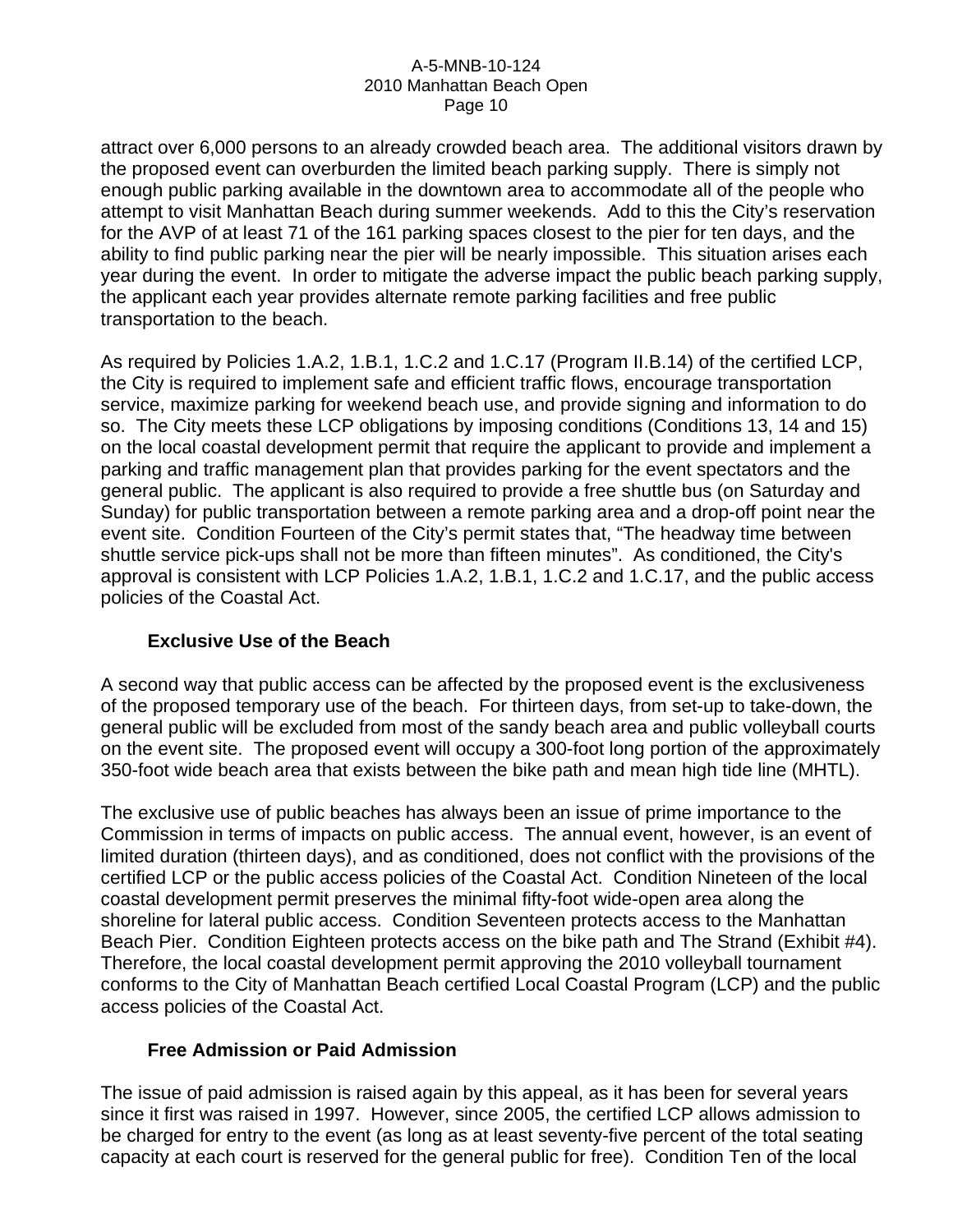attract over 6,000 persons to an already crowded beach area. The additional visitors drawn by the proposed event can overburden the limited beach parking supply. There is simply not enough public parking available in the downtown area to accommodate all of the people who attempt to visit Manhattan Beach during summer weekends. Add to this the City's reservation for the AVP of at least 71 of the 161 parking spaces closest to the pier for ten days, and the ability to find public parking near the pier will be nearly impossible. This situation arises each year during the event. In order to mitigate the adverse impact the public beach parking supply, the applicant each year provides alternate remote parking facilities and free public transportation to the beach.

As required by Policies 1.A.2, 1.B.1, 1.C.2 and 1.C.17 (Program II.B.14) of the certified LCP, the City is required to implement safe and efficient traffic flows, encourage transportation service, maximize parking for weekend beach use, and provide signing and information to do so. The City meets these LCP obligations by imposing conditions (Conditions 13, 14 and 15) on the local coastal development permit that require the applicant to provide and implement a parking and traffic management plan that provides parking for the event spectators and the general public. The applicant is also required to provide a free shuttle bus (on Saturday and Sunday) for public transportation between a remote parking area and a drop-off point near the event site. Condition Fourteen of the City's permit states that, "The headway time between shuttle service pick-ups shall not be more than fifteen minutes". As conditioned, the City's approval is consistent with LCP Policies 1.A.2, 1.B.1, 1.C.2 and 1.C.17, and the public access policies of the Coastal Act.

### Exclusive Use of the Beach

A second way that public access can be affected by the proposed event is the exclusiveness of the proposed temporary use of the beach. For thirteen days, from set-up to take-down, the general public will be excluded from most of the sandy beach area and public volleyball courts on the event site. The proposed event will occupy a 300-foot long portion of the approximately 350-foot wide beach area that exists between the bike path and mean high tide line (MHTL).

The exclusive use of public beaches has always been an issue of prime importance to the Commission in terms of impacts on public access. The annual event, however, is an event of limited duration (thirteen days), and as conditioned, does not conflict with the provisions of the certified LCP or the public access policies of the Coastal Act. Condition Nineteen of the local coastal development permit preserves the minimal fifty-foot wide-open area along the shoreline for lateral public access. Condition Seventeen protects access to the Manhattan Beach Pier. Condition Eighteen protects access on the bike path and The Strand (Exhibit #4). Therefore, the local coastal development permit approving the 2010 volleyball tournament conforms to the City of Manhattan Beach certified Local Coastal Program (LCP) and the public access policies of the Coastal Act.

### Free Admission or Paid Admission

The issue of paid admission is raised again by this appeal, as it has been for several years since it first was raised in 1997. However, since 2005, the certified LCP allows admission to be charged for entry to the event (as long as at least seventy-five percent of the total seating capacity at each court is reserved for the general public for free). Condition Ten of the local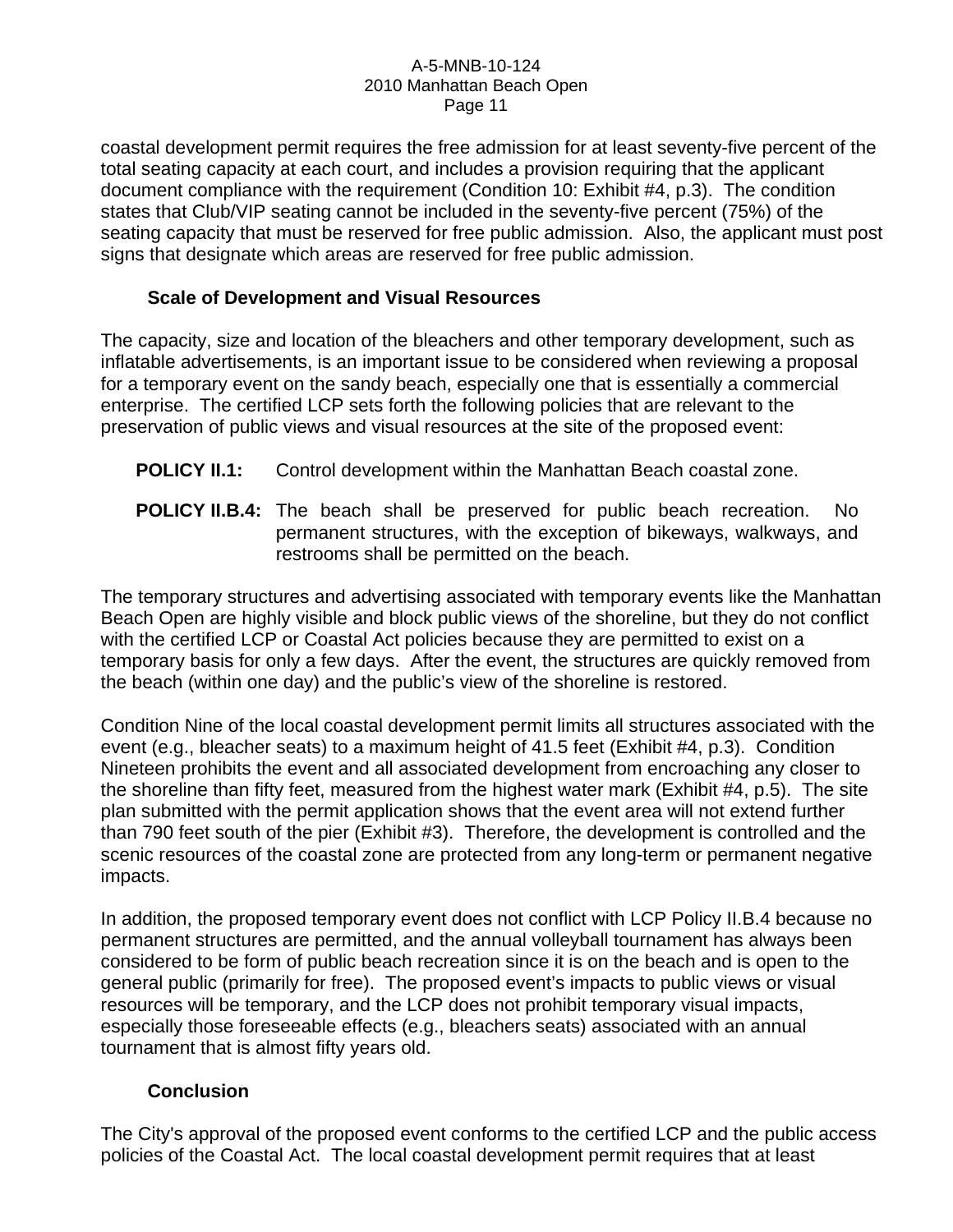coastal development permit requires the free admission for at least seventy-five percent of the total seating capacity at each court, and includes a provision requiring that the applicant document compliance with the requirement (Condition 10: Exhibit #4, p.3). The condition states that Club/VIP seating cannot be included in the seventy-five percent (75%) of the seating capacity that must be reserved for free public admission. Also, the applicant must post signs that designate which areas are reserved for free public admission.

### Scale of Development and Visual Resources

The capacity, size and location of the bleachers and other temporary development, such as inflatable advertisements, is an important issue to be considered when reviewing a proposal for a temporary event on the sandy beach, especially one that is essentially a commercial enterprise. The certified LCP sets forth the following policies that are relevant to the preservation of public views and visual resources at the site of the proposed event:

**POLICY II.1:** Control development within the Manhattan Beach coastal zone.

**POLICY II.B.4:** The beach shall be preserved for public beach recreation. No permanent structures, with the exception of bikeways, walkways, and restrooms shall be permitted on the beach.

The temporary structures and advertising associated with temporary events like the Manhattan Beach Open are highly visible and block public views of the shoreline, but they do not conflict with the certified LCP or Coastal Act policies because they are permitted to exist on a temporary basis for only a few days. After the event, the structures are quickly removed from the beach (within one day) and the public's view of the shoreline is restored.

Condition Nine of the local coastal development permit limits all structures associated with the event (e.g., bleacher seats) to a maximum height of 41.5 feet (Exhibit #4, p.3). Condition Nineteen prohibits the event and all associated development from encroaching any closer to the shoreline than fifty feet, measured from the highest water mark (Exhibit #4, p.5). The site plan submitted with the permit application shows that the event area will not extend further than 790 feet south of the pier (Exhibit #3). Therefore, the development is controlled and the scenic resources of the coastal zone are protected from any long-term or permanent negative impacts.

In addition, the proposed temporary event does not conflict with LCP Policy II.B.4 because no permanent structures are permitted, and the annual volleyball tournament has always been considered to be form of public beach recreation since it is on the beach and is open to the general public (primarily for free). The proposed event's impacts to public views or visual resources will be temporary, and the LCP does not prohibit temporary visual impacts, especially those foreseeable effects (e.g., bleachers seats) associated with an annual tournament that is almost fifty years old.

### Conclusion

The City's approval of the proposed event conforms to the certified LCP and the public access policies of the Coastal Act. The local coastal development permit requires that at least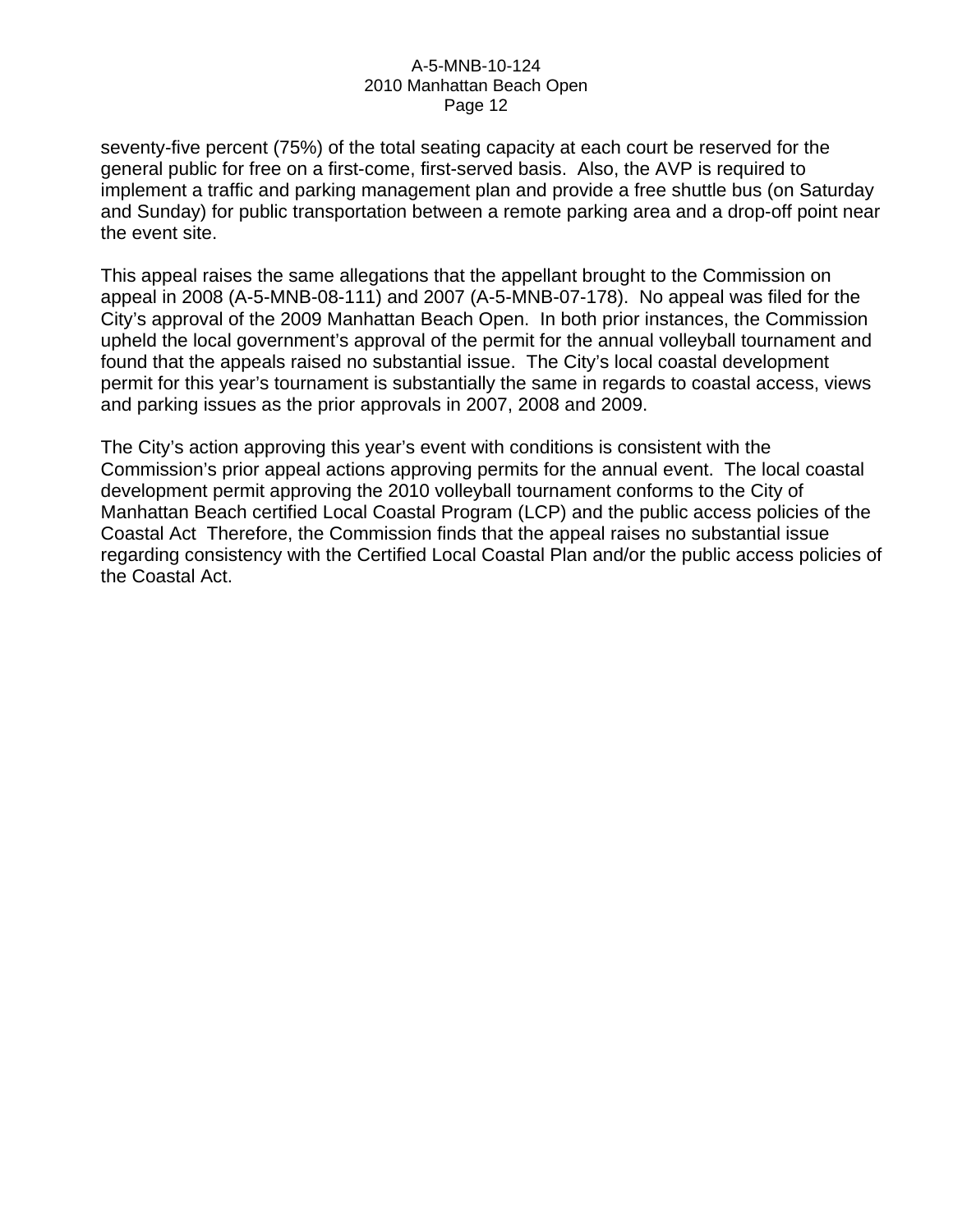seventy-five percent (75%) of the total seating capacity at each court be reserved for the general public for free on a first-come, first-served basis. Also, the AVP is required to implement a traffic and parking management plan and provide a free shuttle bus (on Saturday and Sunday) for public transportation between a remote parking area and a drop-off point near the event site.

This appeal raises the same allegations that the appellant brought to the Commission on appeal in 2008 (A-5-MNB-08-111) and 2007 (A-5-MNB-07-178). No appeal was filed for the City's approval of the 2009 Manhattan Beach Open. In both prior instances, the Commission upheld the local government's approval of the permit for the annual volleyball tournament and found that the appeals raised no substantial issue. The City's local coastal development permit for this year's tournament is substantially the same in regards to coastal access, views and parking issues as the prior approvals in 2007, 2008 and 2009.

The City's action approving this year's event with conditions is consistent with the Commission's prior appeal actions approving permits for the annual event. The local coastal development permit approving the 2010 volleyball tournament conforms to the City of Manhattan Beach certified Local Coastal Program (LCP) and the public access policies of the Coastal Act Therefore, the Commission finds that the appeal raises no substantial issue regarding consistency with the Certified Local Coastal Plan and/or the public access policies of the Coastal Act.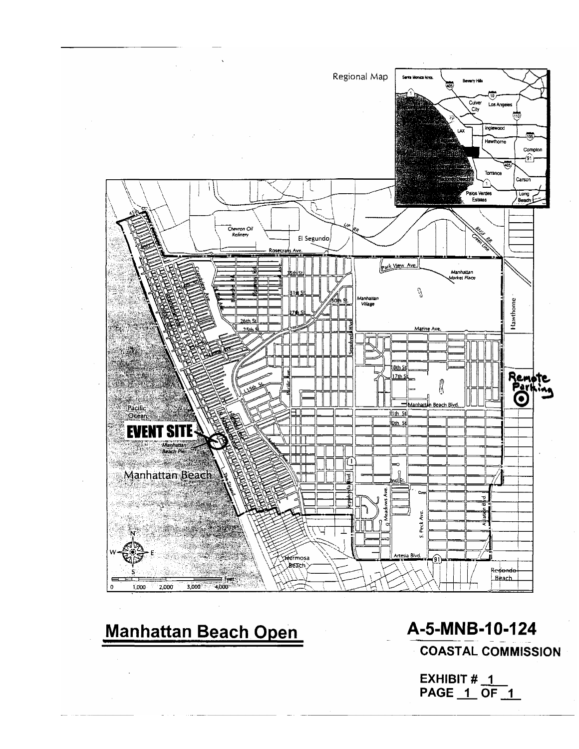Regional Map

EVENT SITE

Remote Parking

# Manhattan Beach Open

## A-5-MNB-10-124

**COASTAL COMMISSION**

**EXHIBIT # 1**
**PAGE 1 OF 1**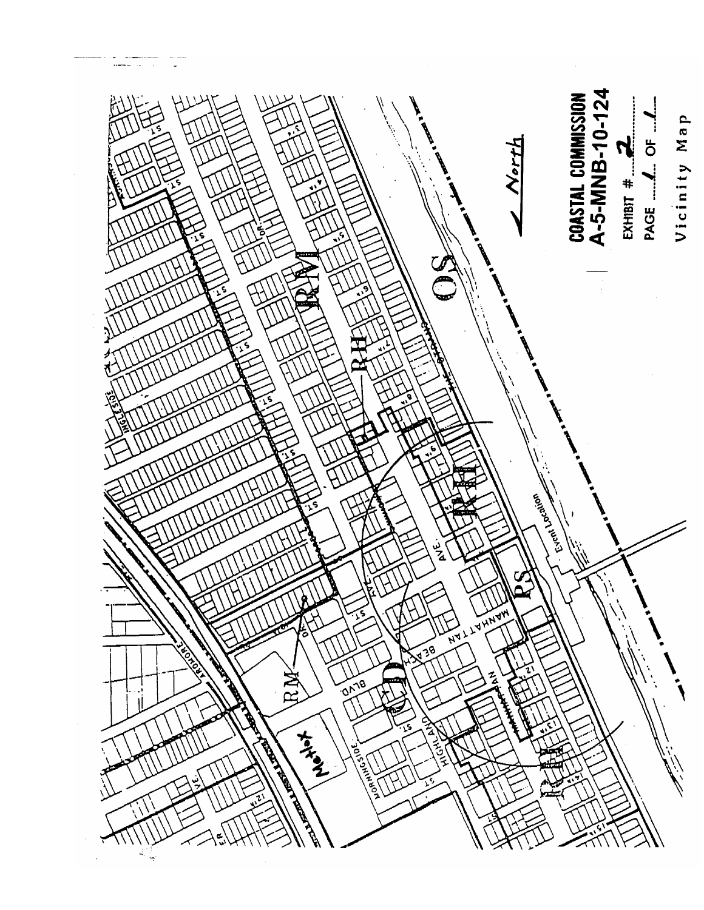COASTAL COMMISSION
A-5-MNB-10-124

EXHIBIT # 2

PAGE 1 OF 1

Vicinity Map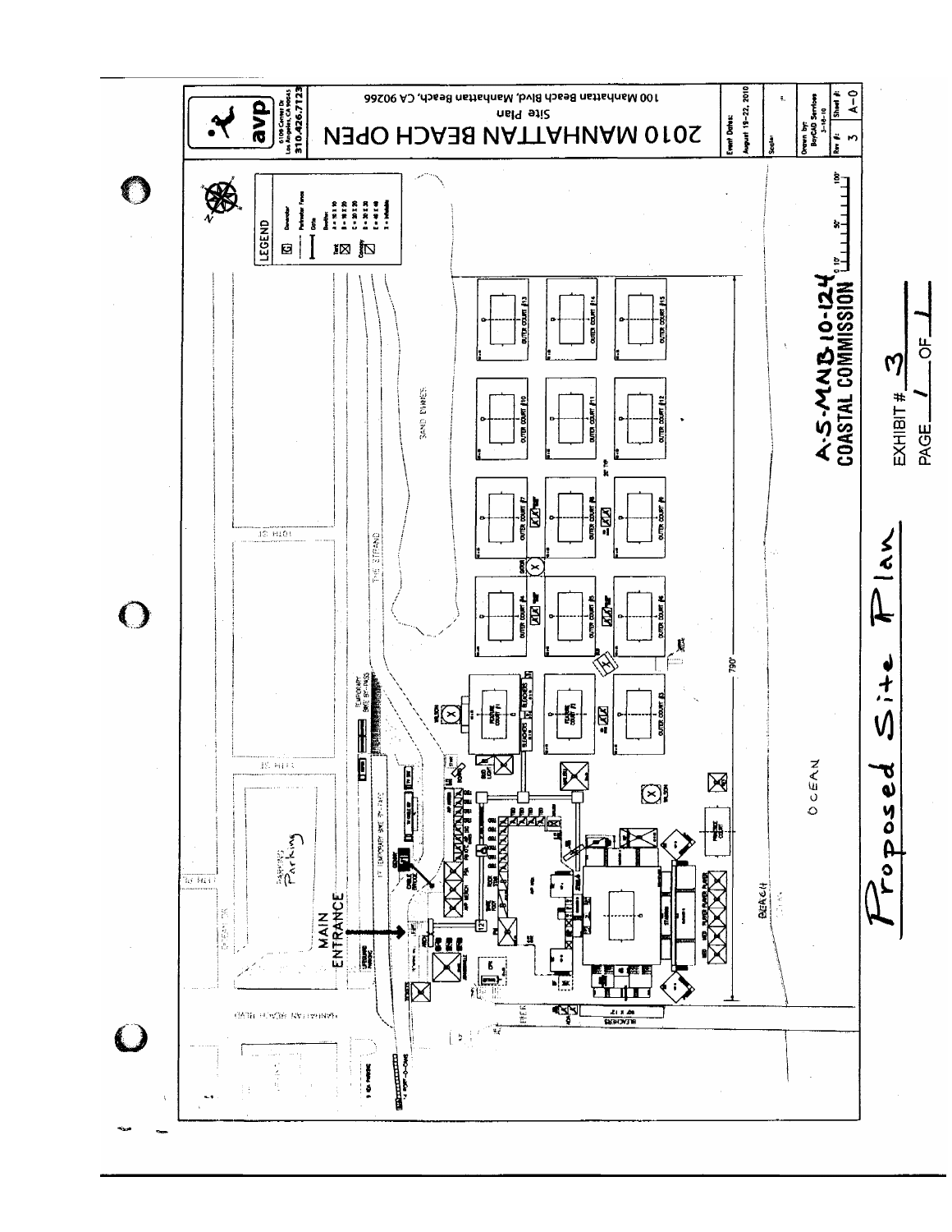# 2010 MANHATTAN BEACH OPEN

100 Manhattan Beach Blvd, Manhattan Beach, CA 90266

Site Plan

avp
6100 Center Dr
Los Angeles, CA 90045
310.426.7123

Event Dates: August 19-22, 2010

Scale:

Drawn by: BayCAD Services 3-18-10

Rev #: 3

Sheet #: A-0

LEGEND

- Generator
- Perimeter Fence
- Cable
- Tent
- Bleacher
- Canopy

A-5-MNB-10-124
COASTAL COMMISSION

EXHIBIT # 3
PAGE 1 OF 1

Proposed Site Plan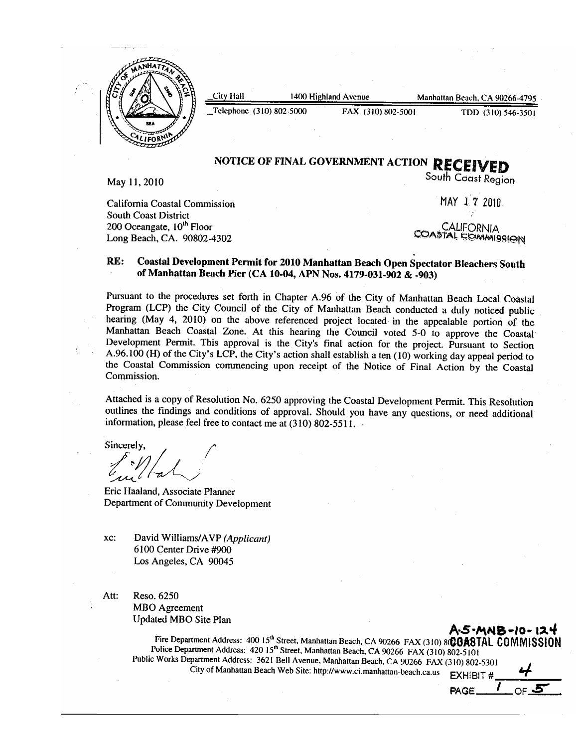City Hall 1400 Highland Avenue Manhattan Beach, CA 90266-4795

Telephone (310) 802-5000 FAX (310) 802-5001 TDD (310) 546-3501

## NOTICE OF FINAL GOVERNMENT ACTION

**RECEIVED**
South Coast Region

MAY 17 2010

CALIFORNIA
COASTAL COMMISSION

May 11, 2010

California Coastal Commission
South Coast District
200 Oceangate, 10th Floor
Long Beach, CA. 90802-4302

**RE: Coastal Development Permit for 2010 Manhattan Beach Open Spectator Bleachers South of Manhattan Beach Pier (CA 10-04, APN Nos. 4179-031-902 & -903)**

Pursuant to the procedures set forth in Chapter A.96 of the City of Manhattan Beach Local Coastal Program (LCP) the City Council of the City of Manhattan Beach conducted a duly noticed public hearing (May 4, 2010) on the above referenced project located in the appealable portion of the Manhattan Beach Coastal Zone. At this hearing the Council voted 5-0 to approve the Coastal Development Permit. This approval is the City's final action for the project. Pursuant to Section A.96.100 (H) of the City's LCP, the City's action shall establish a ten (10) working day appeal period to the Coastal Commission commencing upon receipt of the Notice of Final Action by the Coastal Commission.

Attached is a copy of Resolution No. 6250 approving the Coastal Development Permit. This Resolution outlines the findings and conditions of approval. Should you have any questions, or need additional information, please feel free to contact me at (310) 802-5511.

Sincerely,

Eric Haaland, Associate Planner
Department of Community Development

xc: David Williams/AVP *(Applicant)*
6100 Center Drive #900
Los Angeles, CA 90045

Att: Reso. 6250
MBO Agreement
Updated MBO Site Plan

Fire Department Address: 400 15th Street, Manhattan Beach, CA 90266 FAX (310) 802-5201
Police Department Address: 420 15th Street, Manhattan Beach, CA 90266 FAX (310) 802-5101
Public Works Department Address: 3621 Bell Avenue, Manhattan Beach, CA 90266 FAX (310) 802-5301
City of Manhattan Beach Web Site: http://www.ci.manhattan-beach.ca.us

A-5-MNB-10-124
COASTAL COMMISSION
EXHIBIT # 4
PAGE 1 OF 5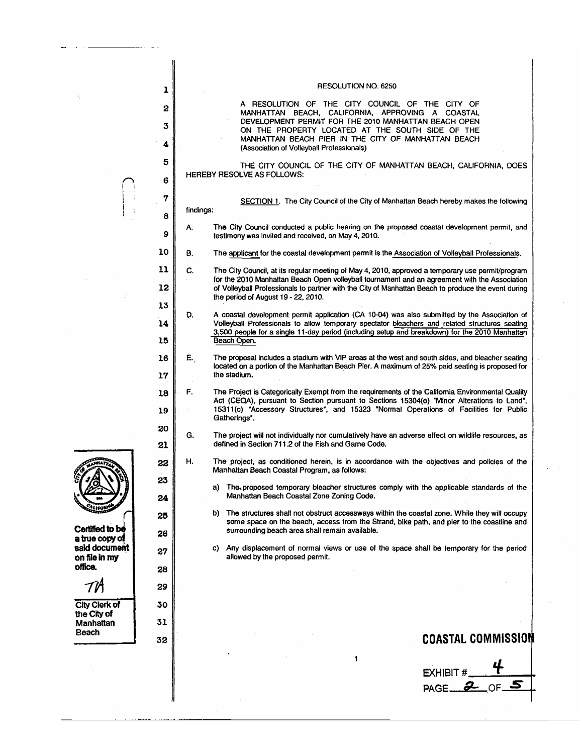RESOLUTION NO. 6250

A RESOLUTION OF THE CITY COUNCIL OF THE CITY OF MANHATTAN BEACH, CALIFORNIA, APPROVING A COASTAL DEVELOPMENT PERMIT FOR THE 2010 MANHATTAN BEACH OPEN ON THE PROPERTY LOCATED AT THE SOUTH SIDE OF THE MANHATTAN BEACH PIER IN THE CITY OF MANHATTAN BEACH (Association of Volleyball Professionals)

THE CITY COUNCIL OF THE CITY OF MANHATTAN BEACH, CALIFORNIA, DOES HEREBY RESOLVE AS FOLLOWS:

SECTION 1. The City Council of the City of Manhattan Beach hereby makes the following findings:

A. The City Council conducted a public hearing on the proposed coastal development permit, and testimony was invited and received, on May 4, 2010.

B. The applicant for the coastal development permit is the Association of Volleyball Professionals.

C. The City Council, at its regular meeting of May 4, 2010, approved a temporary use permit/program for the 2010 Manhattan Beach Open volleyball tournament and an agreement with the Association of Volleyball Professionals to partner with the City of Manhattan Beach to produce the event during the period of August 19 - 22, 2010.

D. A coastal development permit application (CA 10-04) was also submitted by the Association of Volleyball Professionals to allow temporary spectator bleachers and related structures seating 3,500 people for a single 11-day period (including setup and breakdown) for the 2010 Manhattan Beach Open.

E. The proposal includes a stadium with VIP areas at the west and south sides, and bleacher seating located on a portion of the Manhattan Beach Pier. A maximum of 25% paid seating is proposed for the stadium.

F. The Project is Categorically Exempt from the requirements of the California Environmental Quality Act (CEQA), pursuant to Section pursuant to Sections 15304(e) "Minor Alterations to Land", 15311(c) "Accessory Structures", and 15323 "Normal Operations of Facilities for Public Gatherings".

G. The project will not individually nor cumulatively have an adverse effect on wildlife resources, as defined in Section 711.2 of the Fish and Game Code.

H. The project, as conditioned herein, is in accordance with the objectives and policies of the Manhattan Beach Coastal Program, as follows:

a) The proposed temporary bleacher structures comply with the applicable standards of the Manhattan Beach Coastal Zone Zoning Code.

b) The structures shall not obstruct accessways within the coastal zone. While they will occupy some space on the beach, access from the Strand, bike path, and pier to the coastline and surrounding beach area shall remain available.

c) Any displacement of normal views or use of the space shall be temporary for the period allowed by the proposed permit.

Certified to be a true copy of said document on file in my office.

TA

City Clerk of the City of Manhattan Beach

COASTAL COMMISSION

EXHIBIT # 4

PAGE 2 OF 5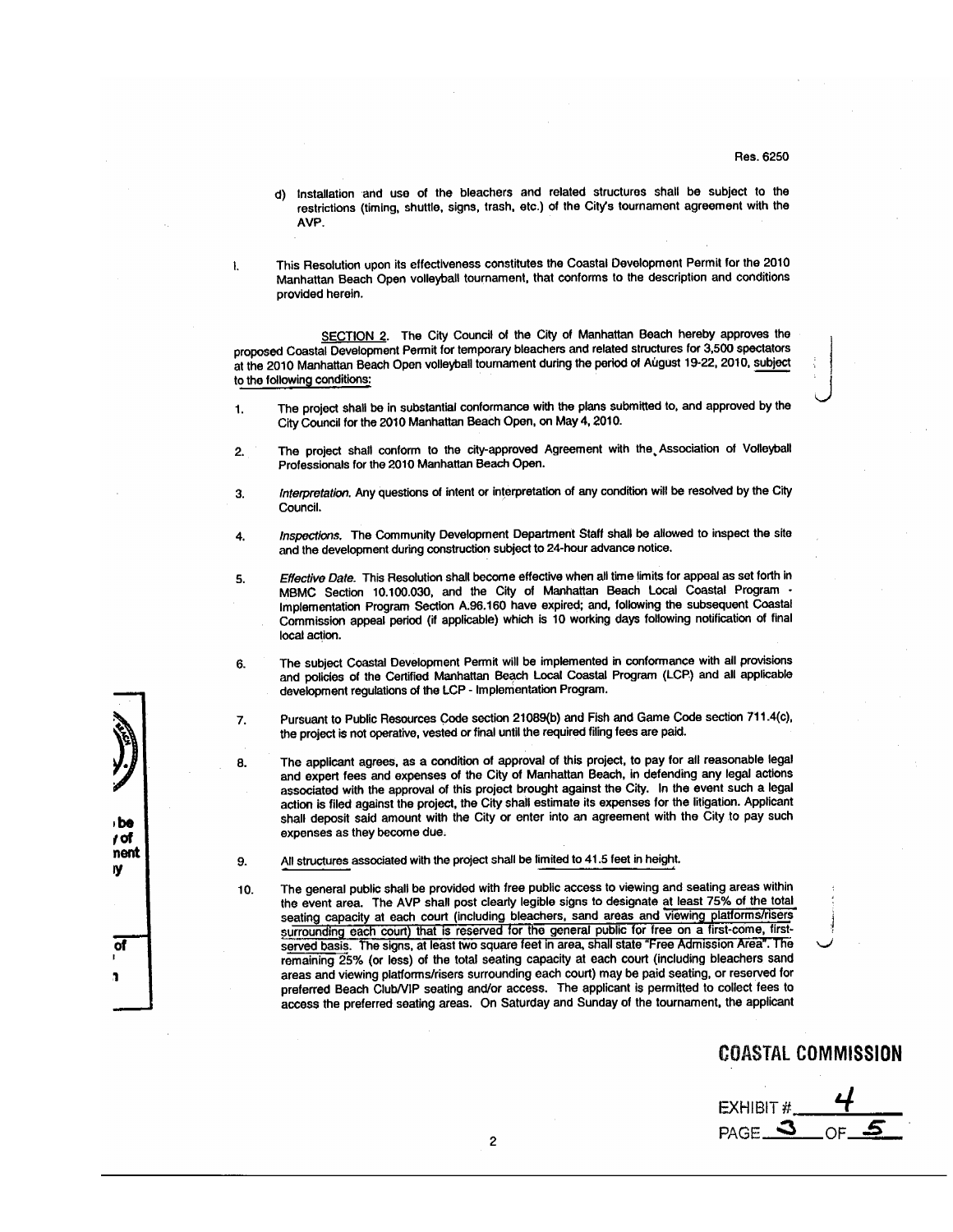d) Installation and use of the bleachers and related structures shall be subject to the restrictions (timing, shuttle, signs, trash, etc.) of the City's tournament agreement with the AVP.

I. This Resolution upon its effectiveness constitutes the Coastal Development Permit for the 2010 Manhattan Beach Open volleyball tournament, that conforms to the description and conditions provided herein.

SECTION 2. The City Council of the City of Manhattan Beach hereby approves the proposed Coastal Development Permit for temporary bleachers and related structures for 3,500 spectators at the 2010 Manhattan Beach Open volleyball tournament during the period of August 19-22, 2010, subject to the following conditions:

1. The project shall be in substantial conformance with the plans submitted to, and approved by the City Council for the 2010 Manhattan Beach Open, on May 4, 2010.

2. The project shall conform to the city-approved Agreement with the Association of Volleyball Professionals for the 2010 Manhattan Beach Open.

3. *Interpretation.* Any questions of intent or interpretation of any condition will be resolved by the City Council.

4. *Inspections.* The Community Development Department Staff shall be allowed to inspect the site and the development during construction subject to 24-hour advance notice.

5. *Effective Date.* This Resolution shall become effective when all time limits for appeal as set forth in MBMC Section 10.100.030, and the City of Manhattan Beach Local Coastal Program - Implementation Program Section A.96.160 have expired; and, following the subsequent Coastal Commission appeal period (if applicable) which is 10 working days following notification of final local action.

6. The subject Coastal Development Permit will be implemented in conformance with all provisions and policies of the Certified Manhattan Beach Local Coastal Program (LCP) and all applicable development regulations of the LCP - Implementation Program.

7. Pursuant to Public Resources Code section 21089(b) and Fish and Game Code section 711.4(c), the project is not operative, vested or final until the required filing fees are paid.

8. The applicant agrees, as a condition of approval of this project, to pay for all reasonable legal and expert fees and expenses of the City of Manhattan Beach, in defending any legal actions associated with the approval of this project brought against the City. In the event such a legal action is filed against the project, the City shall estimate its expenses for the litigation. Applicant shall deposit said amount with the City or enter into an agreement with the City to pay such expenses as they become due.

9. All structures associated with the project shall be limited to 41.5 feet in height.

10. The general public shall be provided with free public access to viewing and seating areas within the event area. The AVP shall post clearly legible signs to designate at least 75% of the total seating capacity at each court (including bleachers, sand areas and viewing platforms/risers surrounding each court) that is reserved for the general public for free on a first-come, first-served basis. The signs, at least two square feet in area, shall state "Free Admission Area". The remaining 25% (or less) of the total seating capacity at each court (including bleachers sand areas and viewing platforms/risers surrounding each court) may be paid seating, or reserved for preferred Beach Club/VIP seating and/or access. The applicant is permitted to collect fees to access the preferred seating areas. On Saturday and Sunday of the tournament, the applicant

COASTAL COMMISSION

EXHIBIT # 4
PAGE 3 OF 5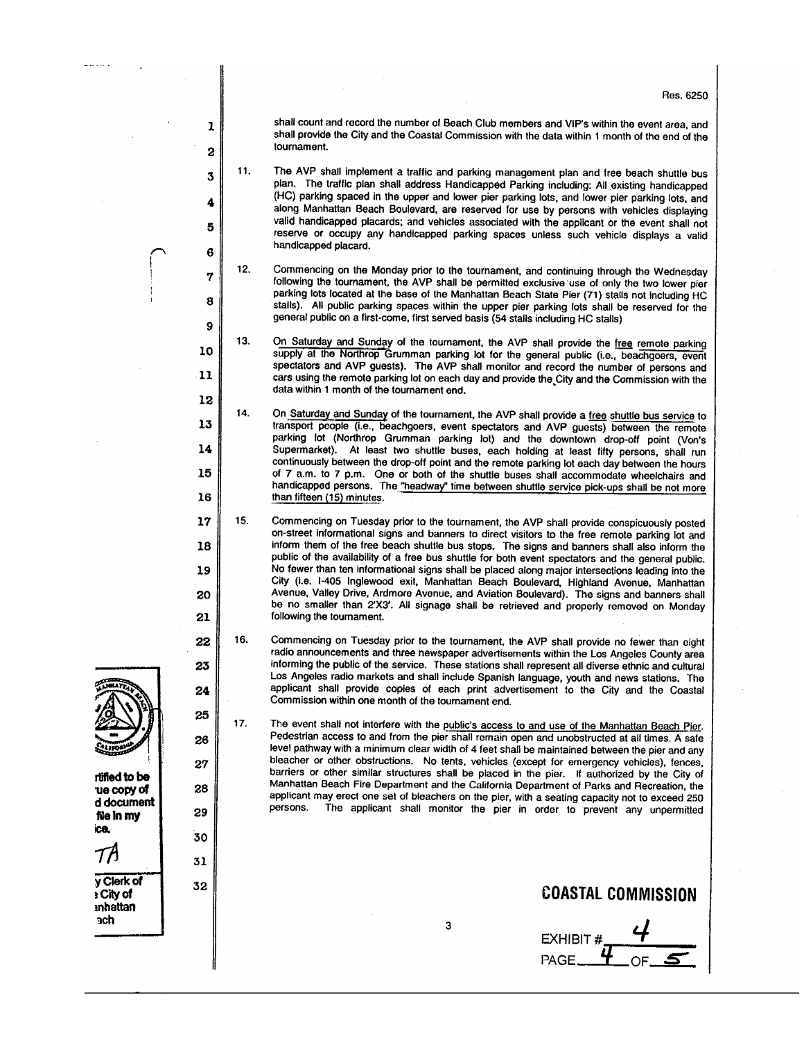Res. 6250

shall count and record the number of Beach Club members and VIP's within the event area, and shall provide the City and the Coastal Commission with the data within 1 month of the end of the tournament.

11. The AVP shall implement a traffic and parking management plan and free beach shuttle bus plan. The traffic plan shall address Handicapped Parking including: All existing handicapped (HC) parking spaced in the upper and lower pier parking lots, and lower pier parking lots, and along Manhattan Beach Boulevard, are reserved for use by persons with vehicles displaying valid handicapped placards; and vehicles associated with the applicant or the event shall not reserve or occupy any handicapped parking spaces unless such vehicle displays a valid handicapped placard.

12. Commencing on the Monday prior to the tournament, and continuing through the Wednesday following the tournament, the AVP shall be permitted exclusive use of only the two lower pier parking lots located at the base of the Manhattan Beach State Pier (71) stalls not including HC stalls). All public parking spaces within the upper pier parking lots shall be reserved for the general public on a first-come, first served basis (54 stalls including HC stalls)

13. On Saturday and Sunday of the tournament, the AVP shall provide the free remote parking supply at the Northrop Grumman parking lot for the general public (i.e., beachgoers, event spectators and AVP guests). The AVP shall monitor and record the number of persons and cars using the remote parking lot on each day and provide the City and the Commission with the data within 1 month of the tournament end.

14. On Saturday and Sunday of the tournament, the AVP shall provide a free shuttle bus service to transport people (i.e., beachgoers, event spectators and AVP guests) between the remote parking lot (Northrop Grumman parking lot) and the downtown drop-off point (Von's Supermarket). At least two shuttle buses, each holding at least fifty persons, shall run continuously between the drop-off point and the remote parking lot each day between the hours of 7 a.m. to 7 p.m. One or both of the shuttle buses shall accommodate wheelchairs and handicapped persons. The "headway" time between shuttle service pick-ups shall be not more than fifteen (15) minutes.

15. Commencing on Tuesday prior to the tournament, the AVP shall provide conspicuously posted on-street informational signs and banners to direct visitors to the free remote parking lot and inform them of the free beach shuttle bus stops. The signs and banners shall also inform the public of the availability of a free bus shuttle for both event spectators and the general public. No fewer than ten informational signs shall be placed along major intersections leading into the City (i.e. I-405 Inglewood exit, Manhattan Beach Boulevard, Highland Avenue, Manhattan Avenue, Valley Drive, Ardmore Avenue, and Aviation Boulevard). The signs and banners shall be no smaller than 2'X3'. All signage shall be retrieved and properly removed on Monday following the tournament.

16. Commencing on Tuesday prior to the tournament, the AVP shall provide no fewer than eight radio announcements and three newspaper advertisements within the Los Angeles County area informing the public of the service. These stations shall represent all diverse ethnic and cultural Los Angeles radio markets and shall include Spanish language, youth and news stations. The applicant shall provide copies of each print advertisement to the City and the Coastal Commission within one month of the tournament end.

17. The event shall not interfere with the public's access to and use of the Manhattan Beach Pier. Pedestrian access to and from the pier shall remain open and unobstructed at all times. A safe level pathway with a minimum clear width of 4 feet shall be maintained between the pier and any bleacher or other obstructions. No tents, vehicles (except for emergency vehicles), fences, barriers or other similar structures shall be placed in the pier. If authorized by the City of Manhattan Beach Fire Department and the California Department of Parks and Recreation, the applicant may erect one set of bleachers on the pier, with a seating capacity not to exceed 250 persons. The applicant shall monitor the pier in order to prevent any unpermitted

COASTAL COMMISSION

EXHIBIT # 4
PAGE 4 OF 5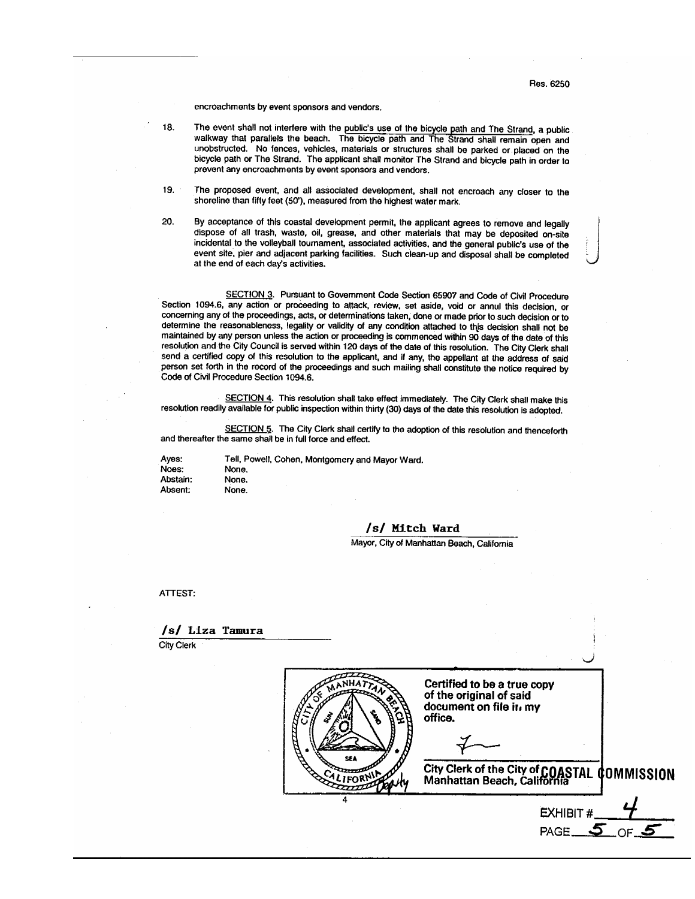encroachments by event sponsors and vendors.

18. The event shall not interfere with the public's use of the bicycle path and The Strand, a public walkway that parallels the beach. The bicycle path and The Strand shall remain open and unobstructed. No fences, vehicles, materials or structures shall be parked or placed on the bicycle path or The Strand. The applicant shall monitor The Strand and bicycle path in order to prevent any encroachments by event sponsors and vendors.

19. The proposed event, and all associated development, shall not encroach any closer to the shoreline than fifty feet (50'), measured from the highest water mark.

20. By acceptance of this coastal development permit, the applicant agrees to remove and legally dispose of all trash, waste, oil, grease, and other materials that may be deposited on-site incidental to the volleyball tournament, associated activities, and the general public's use of the event site, pier and adjacent parking facilities. Such clean-up and disposal shall be completed at the end of each day's activities.

SECTION 3. Pursuant to Government Code Section 65907 and Code of Civil Procedure Section 1094.6, any action or proceeding to attack, review, set aside, void or annul this decision, or concerning any of the proceedings, acts, or determinations taken, done or made prior to such decision or to determine the reasonableness, legality or validity of any condition attached to this decision shall not be maintained by any person unless the action or proceeding is commenced within 90 days of the date of this resolution and the City Council is served within 120 days of the date of this resolution. The City Clerk shall send a certified copy of this resolution to the applicant, and if any, the appellant at the address of said person set forth in the record of the proceedings and such mailing shall constitute the notice required by Code of Civil Procedure Section 1094.6.

SECTION 4. This resolution shall take effect immediately. The City Clerk shall make this resolution readily available for public inspection within thirty (30) days of the date this resolution is adopted.

SECTION 5. The City Clerk shall certify to the adoption of this resolution and thenceforth and thereafter the same shall be in full force and effect.

Ayes: Tell, Powell, Cohen, Montgomery and Mayor Ward.
Noes: None.
Abstain: None.
Absent: None.

/s/ Mitch Ward
Mayor, City of Manhattan Beach, California

ATTEST:

/s/ Liza Tamura
City Clerk

Certified to be a true copy of the original of said document on file in my office.

City Clerk of the City of Manhattan Beach, California

Deputy

COASTAL COMMISSION

EXHIBIT # 4
PAGE 5 OF 5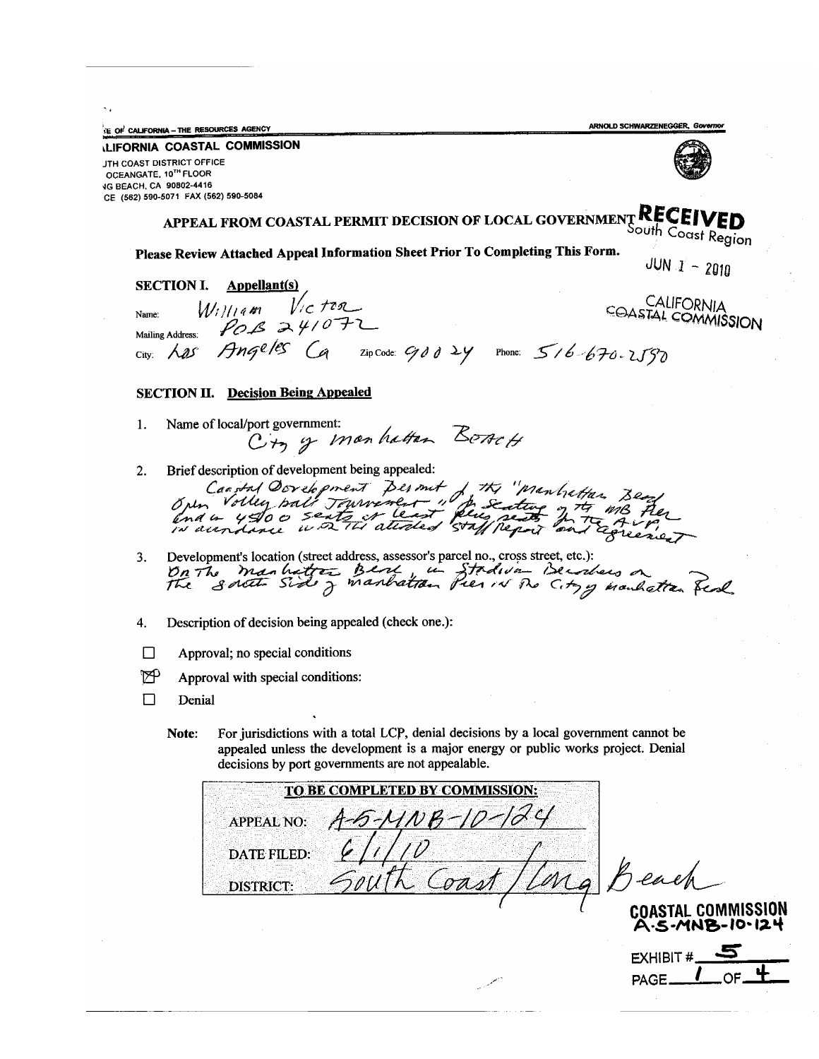STATE OF CALIFORNIA – THE RESOURCES AGENCY

ARNOLD SCHWARZENEGGER, Governor

**CALIFORNIA COASTAL COMMISSION**

SOUTH COAST DISTRICT OFFICE
200 OCEANGATE, 10TH FLOOR
LONG BEACH, CA 90802-4416
VOICE (562) 590-5071 FAX (562) 590-5084

## APPEAL FROM COASTAL PERMIT DECISION OF LOCAL GOVERNMENT

RECEIVED
South Coast Region
JUN 1 - 2010
CALIFORNIA COASTAL COMMISSION

**Please Review Attached Appeal Information Sheet Prior To Completing This Form.**

### SECTION I. Appellant(s)

Name: William Victor
Mailing Address: POB 241072
City: Los Angeles Ca  Zip Code: 90024  Phone: 516-670-2590

### SECTION II. Decision Being Appealed

1. Name of local/port government:
   City of Manhattan Beach

2. Brief description of development being appealed:
   Coastal Development Permit of the "Manhattan Beach Open Volleyball Tournament" for seating of the MB Pier and a 4500 seats at least plus seats for the AVP in accordance with the attached staff report and agreement

3. Development's location (street address, assessor's parcel no., cross street, etc.):
   On the Manhattan Beach, in stadium bleachers on the south side of Manhattan Pier in the City of Manhattan Beach

4. Description of decision being appealed (check one.):

- ☐ Approval; no special conditions
- ☒ Approval with special conditions:
- ☐ Denial

**Note:** For jurisdictions with a total LCP, denial decisions by a local government cannot be appealed unless the development is a major energy or public works project. Denial decisions by port governments are not appealable.

| TO BE COMPLETED BY COMMISSION: | |
|---|---|
| APPEAL NO: | A-5-MNB-10-124 |
| DATE FILED: | 6/1/10 |
| DISTRICT: | South Coast / Long Beach |

COASTAL COMMISSION
A-5-MNB-10-124

EXHIBIT # 5
PAGE 1 OF 4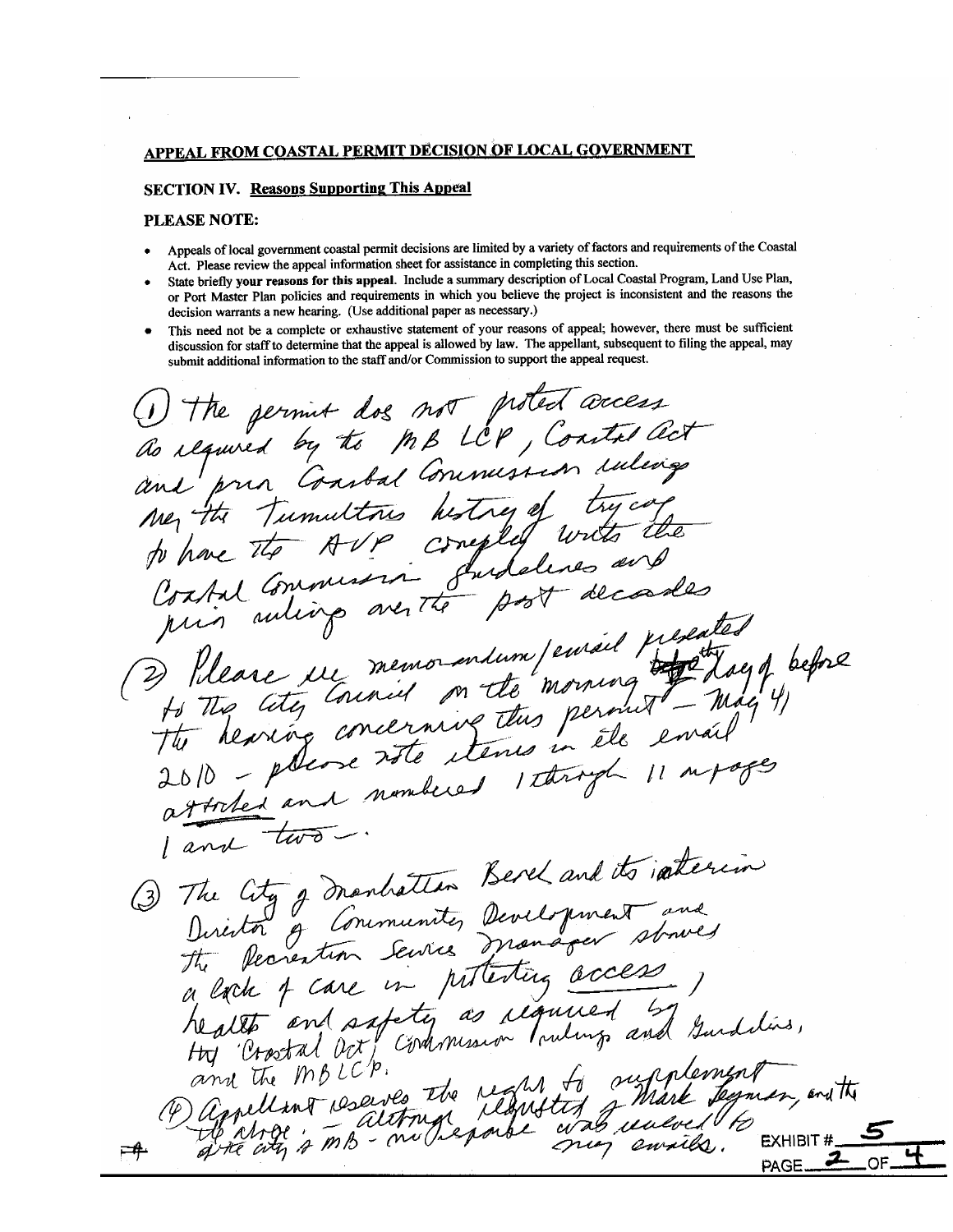# APPEAL FROM COASTAL PERMIT DECISION OF LOCAL GOVERNMENT

## SECTION IV. Reasons Supporting This Appeal

**PLEASE NOTE:**

- Appeals of local government coastal permit decisions are limited by a variety of factors and requirements of the Coastal Act. Please review the appeal information sheet for assistance in completing this section.
- State briefly **your reasons for this appeal**. Include a summary description of Local Coastal Program, Land Use Plan, or Port Master Plan policies and requirements in which you believe the project is inconsistent and the reasons the decision warrants a new hearing. (Use additional paper as necessary.)
- This need not be a complete or exhaustive statement of your reasons of appeal; however, there must be sufficient discussion for staff to determine that the appeal is allowed by law. The appellant, subsequent to filing the appeal, may submit additional information to the staff and/or Commission to support the appeal request.

(1) The permit does not protect access as required by the MB LCP, Coastal Act and prior Coastal Commission rulings re: the Tumultous history of trying to have the AVP complied with the Coastal Commission Guidelines and prior rulings over the past decades

(2) Please see memorandum/email presented to the City Council on the morning ~~of the~~ day of before the hearing concerning this permit – May 4, 2010 – please note items in the email attached and numbered 1 through 11 in pages 1 and two –.

(3) The City of Manhattan Beach and its interim Director of Community Development and the Recreation Services Manager shows a lack of care in protecting access, health and safety as required by the Coastal Act, Commission rulings and Guidelines, and the MBLCP.

(4) Appellant reserves the right to supplement the above; – although requested of Mark Leyman, and the of the city of MB – no response was received to my emails.

EXHIBIT # 5

PAGE 2 OF 4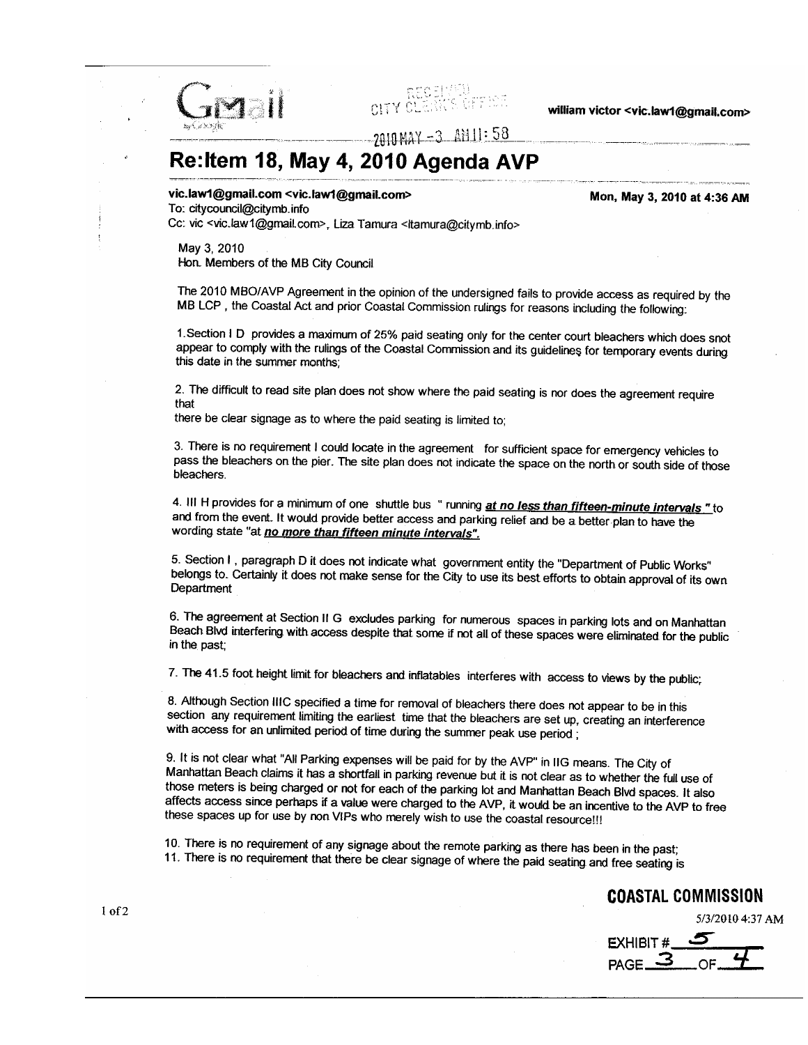Gmail

RECEIVED CITY CLERK'S OFFICE

2010 MAY -3 AM 11:58

william victor <vic.law1@gmail.com>

# Re:Item 18, May 4, 2010 Agenda AVP

**vic.law1@gmail.com <vic.law1@gmail.com>** — **Mon, May 3, 2010 at 4:36 AM**
To: citycouncil@citymb.info
Cc: vic <vic.law1@gmail.com>, Liza Tamura <ltamura@citymb.info>

May 3, 2010
Hon. Members of the MB City Council

The 2010 MBO/AVP Agreement in the opinion of the undersigned fails to provide access as required by the MB LCP , the Coastal Act and prior Coastal Commission rulings for reasons including the following:

1.Section I D provides a maximum of 25% paid seating only for the center court bleachers which does snot appear to comply with the rulings of the Coastal Commission and its guidelines for temporary events during this date in the summer months;

2. The difficult to read site plan does not show where the paid seating is nor does the agreement require that
there be clear signage as to where the paid seating is limited to;

3. There is no requirement I could locate in the agreement for sufficient space for emergency vehicles to pass the bleachers on the pier. The site plan does not indicate the space on the north or south side of those bleachers.

4. III H provides for a minimum of one shuttle bus " running ***<u>at no less than fifteen-minute intervals</u>*** " to and from the event. It would provide better access and parking relief and be a better plan to have the wording state "at ***<u>no more than fifteen minute intervals</u>***".

5. Section I , paragraph D it does not indicate what government entity the "Department of Public Works" belongs to. Certainly it does not make sense for the City to use its best efforts to obtain approval of its own Department

6. The agreement at Section II G excludes parking for numerous spaces in parking lots and on Manhattan Beach Blvd interfering with access despite that some if not all of these spaces were eliminated for the public in the past;

7. The 41.5 foot height limit for bleachers and inflatables interferes with access to views by the public;

8. Although Section IIIC specified a time for removal of bleachers there does not appear to be in this section any requirement limiting the earliest time that the bleachers are set up, creating an interference with access for an unlimited period of time during the summer peak use period ;

9. It is not clear what "All Parking expenses will be paid for by the AVP" in IIG means. The City of Manhattan Beach claims it has a shortfall in parking revenue but it is not clear as to whether the full use of those meters is being charged or not for each of the parking lot and Manhattan Beach Blvd spaces. It also affects access since perhaps if a value were charged to the AVP, it would be an incentive to the AVP to free these spaces up for use by non VIPs who merely wish to use the coastal resource!!!

10. There is no requirement of any signage about the remote parking as there has been in the past;
11. There is no requirement that there be clear signage of where the paid seating and free seating is

5/3/2010 4:37 AM

**COASTAL COMMISSION**

EXHIBIT # 5
PAGE 3 OF 4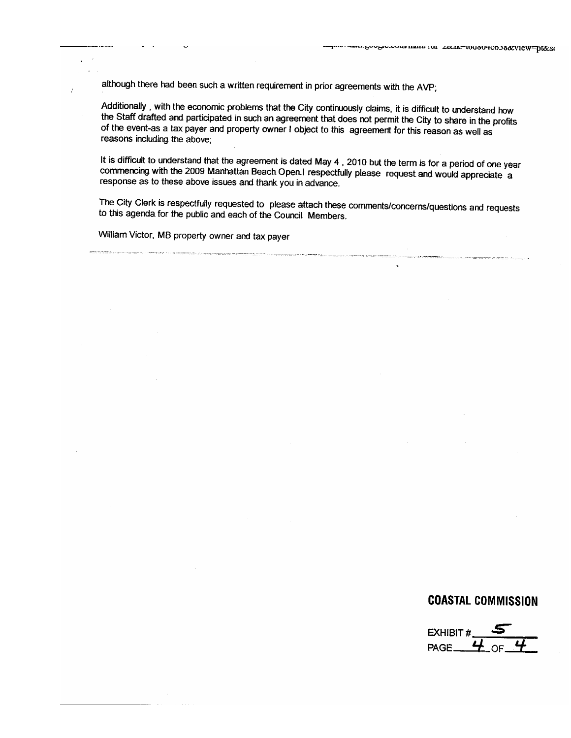although there had been such a written requirement in prior agreements with the AVP;

Additionally , with the economic problems that the City continuously claims, it is difficult to understand how the Staff drafted and participated in such an agreement that does not permit the City to share in the profits of the event-as a tax payer and property owner I object to this agreement for this reason as well as reasons including the above;

It is difficult to understand that the agreement is dated May 4 , 2010 but the term is for a period of one year commencing with the 2009 Manhattan Beach Open.I respectfully please request and would appreciate a response as to these above issues and thank you in advance.

The City Clerk is respectfully requested to please attach these comments/concerns/questions and requests to this agenda for the public and each of the Council Members.

William Victor, MB property owner and tax payer

**COASTAL COMMISSION**

EXHIBIT # 5
PAGE 4 OF 4